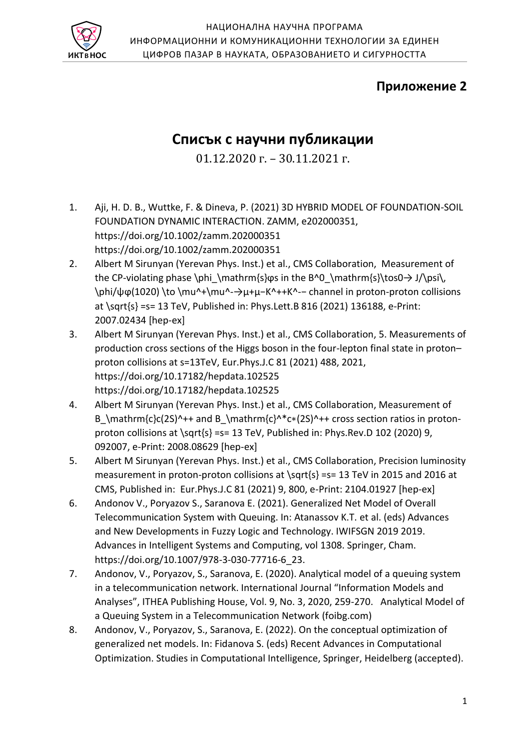НАЦИОНАЛНА НАУЧНА ПРОГРАМА
ИНФОРМАЦИОННИ И КОМУНИКАЦИОННИ ТЕХНОЛОГИИ ЗА ЕДИНЕН ЦИФРОВ ПАЗАР В НАУКАТА, ОБРАЗОВАНИЕТО И СИГУРНОСТТА

**Приложение 2**

# Списък с научни публикации

01.12.2020 г. – 30.11.2021 г.

1. Aji, H. D. B., Wuttke, F. & Dineva, P. (2021) 3D HYBRID MODEL OF FOUNDATION-SOIL FOUNDATION DYNAMIC INTERACTION. ZAMM, e202000351, https://doi.org/10.1002/zamm.202000351 https://doi.org/10.1002/zamm.202000351
2. Albert M Sirunyan (Yerevan Phys. Inst.) et al., CMS Collaboration, Measurement of the CP-violating phase \phi_\mathrm{s}φs in the B^0_\mathrm{s}\tos0→ J/\psi\, \phi/ψφ(1020) \to \mu^+\mu^-→μ+μ−K^++K^-− channel in proton-proton collisions at \sqrt{s} =s= 13 TeV, Published in: Phys.Lett.B 816 (2021) 136188, e-Print: 2007.02434 [hep-ex]
3. Albert M Sirunyan (Yerevan Phys. Inst.) et al., CMS Collaboration, 5. Measurements of production cross sections of the Higgs boson in the four-lepton final state in proton–proton collisions at s=13TeV, Eur.Phys.J.C 81 (2021) 488, 2021, https://doi.org/10.17182/hepdata.102525 https://doi.org/10.17182/hepdata.102525
4. Albert M Sirunyan (Yerevan Phys. Inst.) et al., CMS Collaboration, Measurement of B_\mathrm{c}c(2S)^++ and B_\mathrm{c}^*c∗(2S)^++ cross section ratios in proton-proton collisions at \sqrt{s} =s= 13 TeV, Published in: Phys.Rev.D 102 (2020) 9, 092007, e-Print: 2008.08629 [hep-ex]
5. Albert M Sirunyan (Yerevan Phys. Inst.) et al., CMS Collaboration, Precision luminosity measurement in proton-proton collisions at \sqrt{s} =s= 13 TeV in 2015 and 2016 at CMS, Published in: Eur.Phys.J.C 81 (2021) 9, 800, e-Print: 2104.01927 [hep-ex]
6. Andonov V., Poryazov S., Saranova E. (2021). Generalized Net Model of Overall Telecommunication System with Queuing. In: Atanassov K.T. et al. (eds) Advances and New Developments in Fuzzy Logic and Technology. IWIFSGN 2019 2019. Advances in Intelligent Systems and Computing, vol 1308. Springer, Cham. https://doi.org/10.1007/978-3-030-77716-6_23.
7. Andonov, V., Poryazov, S., Saranova, E. (2020). Analytical model of a queuing system in a telecommunication network. International Journal "Information Models and Analyses", ITHEA Publishing House, Vol. 9, No. 3, 2020, 259-270. Analytical Model of a Queuing System in a Telecommunication Network (foibg.com)
8. Andonov, V., Poryazov, S., Saranova, E. (2022). On the conceptual optimization of generalized net models. In: Fidanova S. (eds) Recent Advances in Computational Optimization. Studies in Computational Intelligence, Springer, Heidelberg (accepted).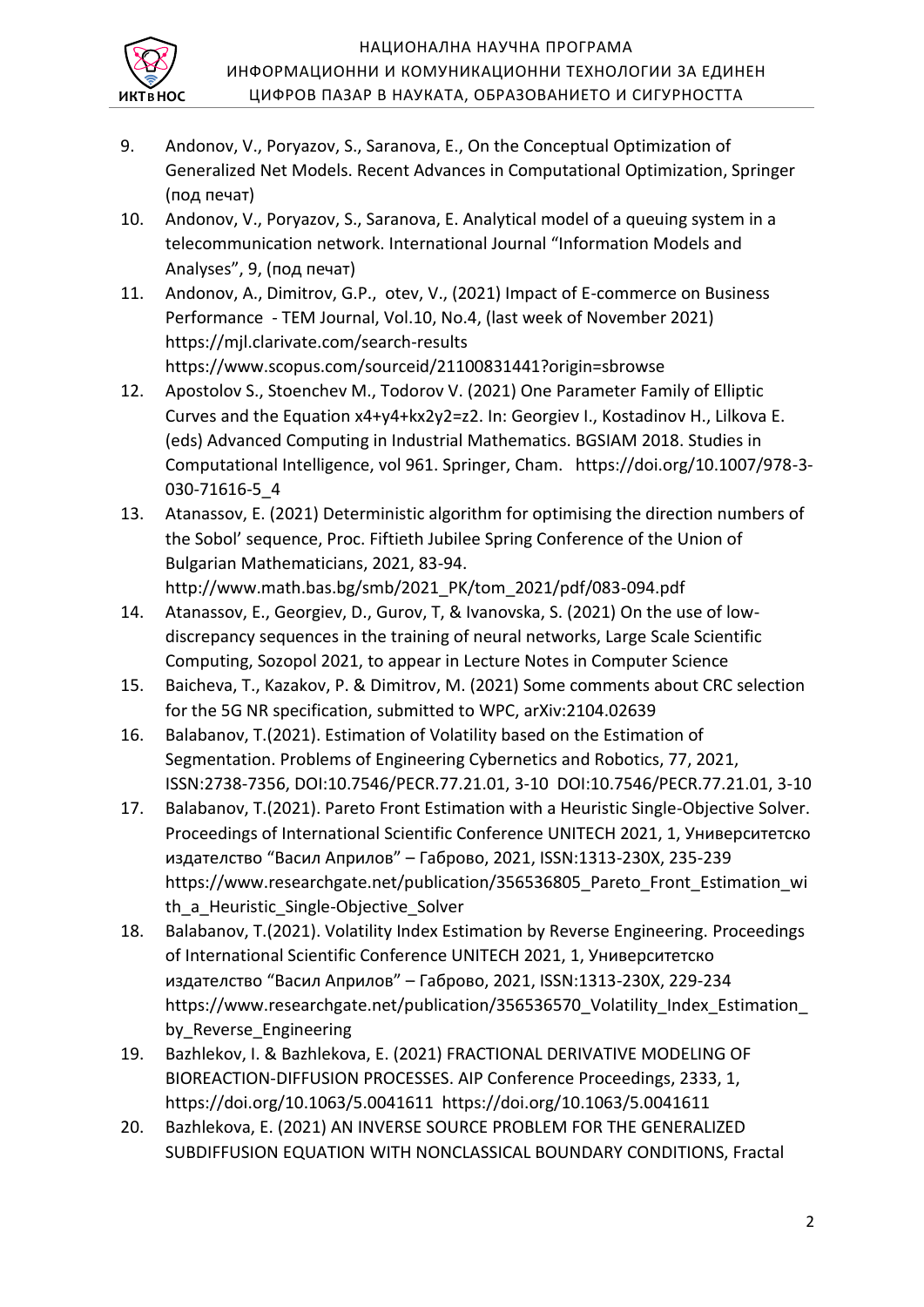9. Andonov, V., Poryazov, S., Saranova, E., On the Conceptual Optimization of Generalized Net Models. Recent Advances in Computational Optimization, Springer (под печат)
10. Andonov, V., Poryazov, S., Saranova, E. Analytical model of a queuing system in a telecommunication network. International Journal "Information Models and Analyses", 9, (под печат)
11. Andonov, A., Dimitrov, G.P., otev, V., (2021) Impact of E-commerce on Business Performance - TEM Journal, Vol.10, No.4, (last week of November 2021) https://mjl.clarivate.com/search-results https://www.scopus.com/sourceid/21100831441?origin=sbrowse
12. Apostolov S., Stoenchev M., Todorov V. (2021) One Parameter Family of Elliptic Curves and the Equation x4+y4+kx2y2=z2. In: Georgiev I., Kostadinov H., Lilkova E. (eds) Advanced Computing in Industrial Mathematics. BGSIAM 2018. Studies in Computational Intelligence, vol 961. Springer, Cham. https://doi.org/10.1007/978-3-030-71616-5_4
13. Atanassov, E. (2021) Deterministic algorithm for optimising the direction numbers of the Sobol' sequence, Proc. Fiftieth Jubilee Spring Conference of the Union of Bulgarian Mathematicians, 2021, 83-94. http://www.math.bas.bg/smb/2021_PK/tom_2021/pdf/083-094.pdf
14. Atanassov, E., Georgiev, D., Gurov, T, & Ivanovska, S. (2021) On the use of low-discrepancy sequences in the training of neural networks, Large Scale Scientific Computing, Sozopol 2021, to appear in Lecture Notes in Computer Science
15. Baicheva, T., Kazakov, P. & Dimitrov, M. (2021) Some comments about CRC selection for the 5G NR specification, submitted to WPC, arXiv:2104.02639
16. Balabanov, T.(2021). Estimation of Volatility based on the Estimation of Segmentation. Problems of Engineering Cybernetics and Robotics, 77, 2021, ISSN:2738-7356, DOI:10.7546/PECR.77.21.01, 3-10 DOI:10.7546/PECR.77.21.01, 3-10
17. Balabanov, T.(2021). Pareto Front Estimation with a Heuristic Single-Objective Solver. Proceedings of International Scientific Conference UNITECH 2021, 1, Университетско издателство "Васил Априлов" – Габрово, 2021, ISSN:1313-230X, 235-239 https://www.researchgate.net/publication/356536805_Pareto_Front_Estimation_with_a_Heuristic_Single-Objective_Solver
18. Balabanov, T.(2021). Volatility Index Estimation by Reverse Engineering. Proceedings of International Scientific Conference UNITECH 2021, 1, Университетско издателство "Васил Априлов" – Габрово, 2021, ISSN:1313-230X, 229-234 https://www.researchgate.net/publication/356536570_Volatility_Index_Estimation_by_Reverse_Engineering
19. Bazhlekov, I. & Bazhlekova, E. (2021) FRACTIONAL DERIVATIVE MODELING OF BIOREACTION-DIFFUSION PROCESSES. AIP Conference Proceedings, 2333, 1, https://doi.org/10.1063/5.0041611 https://doi.org/10.1063/5.0041611
20. Bazhlekova, E. (2021) AN INVERSE SOURCE PROBLEM FOR THE GENERALIZED SUBDIFFUSION EQUATION WITH NONCLASSICAL BOUNDARY CONDITIONS, Fractal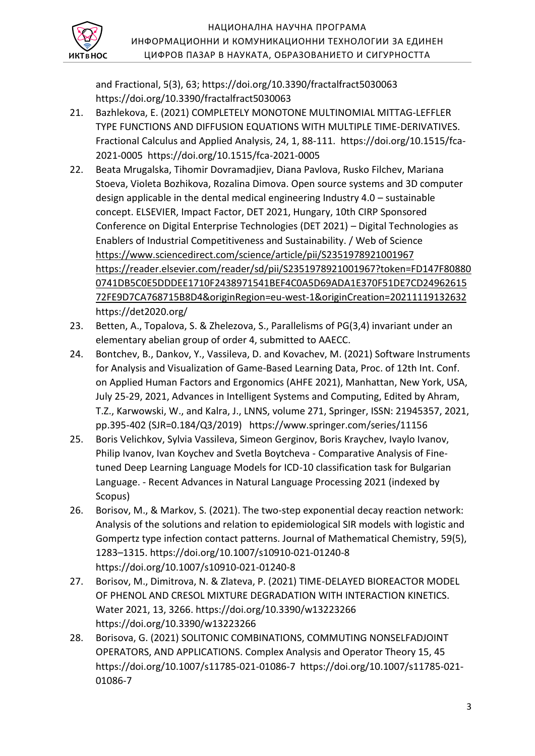and Fractional, 5(3), 63; https://doi.org/10.3390/fractalfract5030063 https://doi.org/10.3390/fractalfract5030063

21. Bazhlekova, E. (2021) COMPLETELY MONOTONE MULTINOMIAL MITTAG-LEFFLER TYPE FUNCTIONS AND DIFFUSION EQUATIONS WITH MULTIPLE TIME-DERIVATIVES. Fractional Calculus and Applied Analysis, 24, 1, 88-111. https://doi.org/10.1515/fca-2021-0005 https://doi.org/10.1515/fca-2021-0005
22. Beata Mrugalska, Tihomir Dovramadjiev, Diana Pavlova, Rusko Filchev, Mariana Stoeva, Violeta Bozhikova, Rozalina Dimova. Open source systems and 3D computer design applicable in the dental medical engineering Industry 4.0 – sustainable concept. ELSEVIER, Impact Factor, DET 2021, Hungary, 10th CIRP Sponsored Conference on Digital Enterprise Technologies (DET 2021) – Digital Technologies as Enablers of Industrial Competitiveness and Sustainability. / Web of Science https://www.sciencedirect.com/science/article/pii/S2351978921001967 https://reader.elsevier.com/reader/sd/pii/S2351978921001967?token=FD147F808800741DB5C0E5DDDEE1710F2438971541BEF4C0A5D69ADA1E370F51DE7CD2496261572FE9D7CA768715B8D4&originRegion=eu-west-1&originCreation=20211119132632 https://det2020.org/
23. Betten, A., Topalova, S. & Zhelezova, S., Parallelisms of PG(3,4) invariant under an elementary abelian group of order 4, submitted to AAECC.
24. Bontchev, B., Dankov, Y., Vassileva, D. and Kovachev, M. (2021) Software Instruments for Analysis and Visualization of Game-Based Learning Data, Proc. of 12th Int. Conf. on Applied Human Factors and Ergonomics (AHFE 2021), Manhattan, New York, USA, July 25-29, 2021, Advances in Intelligent Systems and Computing, Edited by Ahram, T.Z., Karwowski, W., and Kalra, J., LNNS, volume 271, Springer, ISSN: 21945357, 2021, pp.395-402 (SJR=0.184/Q3/2019) https://www.springer.com/series/11156
25. Boris Velichkov, Sylvia Vassileva, Simeon Gerginov, Boris Kraychev, Ivaylo Ivanov, Philip Ivanov, Ivan Koychev and Svetla Boytcheva - Comparative Analysis of Fine-tuned Deep Learning Language Models for ICD-10 classification task for Bulgarian Language. - Recent Advances in Natural Language Processing 2021 (indexed by Scopus)
26. Borisov, M., & Markov, S. (2021). The two-step exponential decay reaction network: Analysis of the solutions and relation to epidemiological SIR models with logistic and Gompertz type infection contact patterns. Journal of Mathematical Chemistry, 59(5), 1283–1315. https://doi.org/10.1007/s10910-021-01240-8 https://doi.org/10.1007/s10910-021-01240-8
27. Borisov, M., Dimitrova, N. & Zlateva, P. (2021) TIME-DELAYED BIOREACTOR MODEL OF PHENOL AND CRESOL MIXTURE DEGRADATION WITH INTERACTION KINETICS. Water 2021, 13, 3266. https://doi.org/10.3390/w13223266 https://doi.org/10.3390/w13223266
28. Borisova, G. (2021) SOLITONIC COMBINATIONS, COMMUTING NONSELFADJOINT OPERATORS, AND APPLICATIONS. Complex Analysis and Operator Theory 15, 45 https://doi.org/10.1007/s11785-021-01086-7 https://doi.org/10.1007/s11785-021-01086-7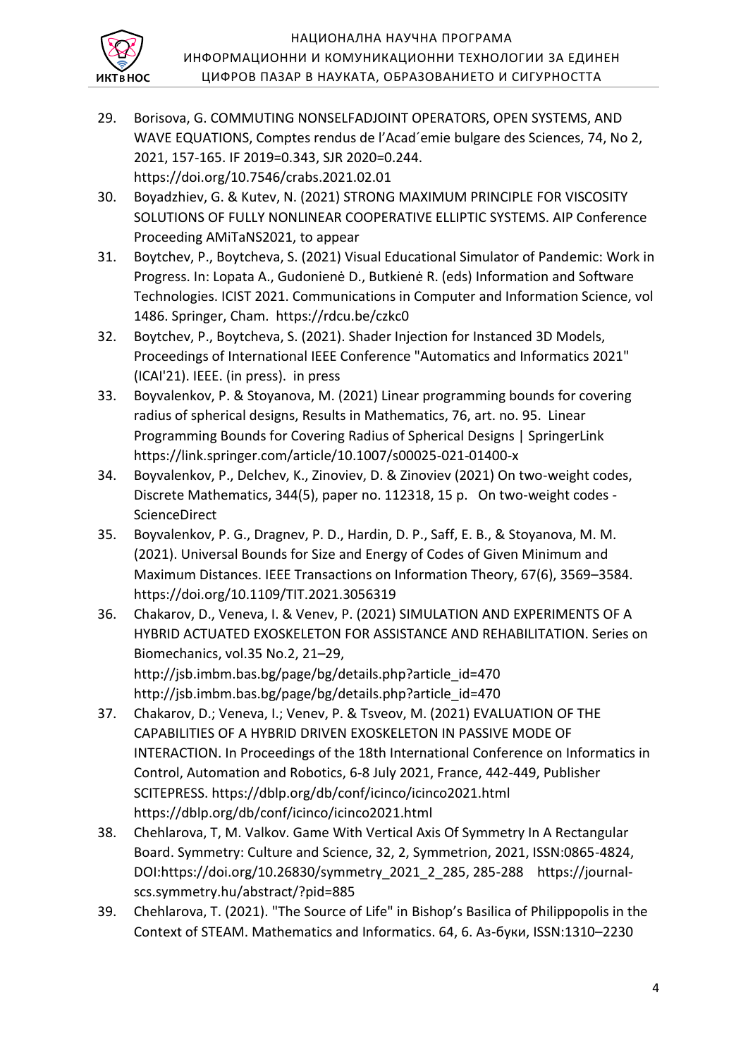29. Borisova, G. COMMUTING NONSELFADJOINT OPERATORS, OPEN SYSTEMS, AND WAVE EQUATIONS, Comptes rendus de l'Acad´emie bulgare des Sciences, 74, No 2, 2021, 157-165. IF 2019=0.343, SJR 2020=0.244. https://doi.org/10.7546/crabs.2021.02.01
30. Boyadzhiev, G. & Kutev, N. (2021) STRONG MAXIMUM PRINCIPLE FOR VISCOSITY SOLUTIONS OF FULLY NONLINEAR COOPERATIVE ELLIPTIC SYSTEMS. AIP Conference Proceeding AMiTaNS2021, to appear
31. Boytchev, P., Boytcheva, S. (2021) Visual Educational Simulator of Pandemic: Work in Progress. In: Lopata A., Gudonienė D., Butkienė R. (eds) Information and Software Technologies. ICIST 2021. Communications in Computer and Information Science, vol 1486. Springer, Cham. https://rdcu.be/czkc0
32. Boytchev, P., Boytcheva, S. (2021). Shader Injection for Instanced 3D Models, Proceedings of International IEEE Conference "Automatics and Informatics 2021" (ICAI'21). IEEE. (in press). in press
33. Boyvalenkov, P. & Stoyanova, M. (2021) Linear programming bounds for covering radius of spherical designs, Results in Mathematics, 76, art. no. 95. Linear Programming Bounds for Covering Radius of Spherical Designs | SpringerLink https://link.springer.com/article/10.1007/s00025-021-01400-x
34. Boyvalenkov, P., Delchev, K., Zinoviev, D. & Zinoviev (2021) On two-weight codes, Discrete Mathematics, 344(5), paper no. 112318, 15 p. On two-weight codes - ScienceDirect
35. Boyvalenkov, P. G., Dragnev, P. D., Hardin, D. P., Saff, E. B., & Stoyanova, M. M. (2021). Universal Bounds for Size and Energy of Codes of Given Minimum and Maximum Distances. IEEE Transactions on Information Theory, 67(6), 3569–3584. https://doi.org/10.1109/TIT.2021.3056319
36. Chakarov, D., Veneva, I. & Venev, P. (2021) SIMULATION AND EXPERIMENTS OF A HYBRID ACTUATED EXOSKELETON FOR ASSISTANCE AND REHABILITATION. Series on Biomechanics, vol.35 No.2, 21–29, http://jsb.imbm.bas.bg/page/bg/details.php?article_id=470 http://jsb.imbm.bas.bg/page/bg/details.php?article_id=470
37. Chakarov, D.; Veneva, I.; Venev, P. & Tsveov, M. (2021) EVALUATION OF THE CAPABILITIES OF A HYBRID DRIVEN EXOSKELETON IN PASSIVE MODE OF INTERACTION. In Proceedings of the 18th International Conference on Informatics in Control, Automation and Robotics, 6-8 July 2021, France, 442-449, Publisher SCITEPRESS. https://dblp.org/db/conf/icinco/icinco2021.html https://dblp.org/db/conf/icinco/icinco2021.html
38. Chehlarova, T, M. Valkov. Game With Vertical Axis Of Symmetry In A Rectangular Board. Symmetry: Culture and Science, 32, 2, Symmetrion, 2021, ISSN:0865-4824, DOI:https://doi.org/10.26830/symmetry_2021_2_285, 285-288 https://journal-scs.symmetry.hu/abstract/?pid=885
39. Chehlarova, T. (2021). "The Source of Life" in Bishop's Basilica of Philippopolis in the Context of STEAM. Mathematics and Informatics. 64, 6. Аз-буки, ISSN:1310–2230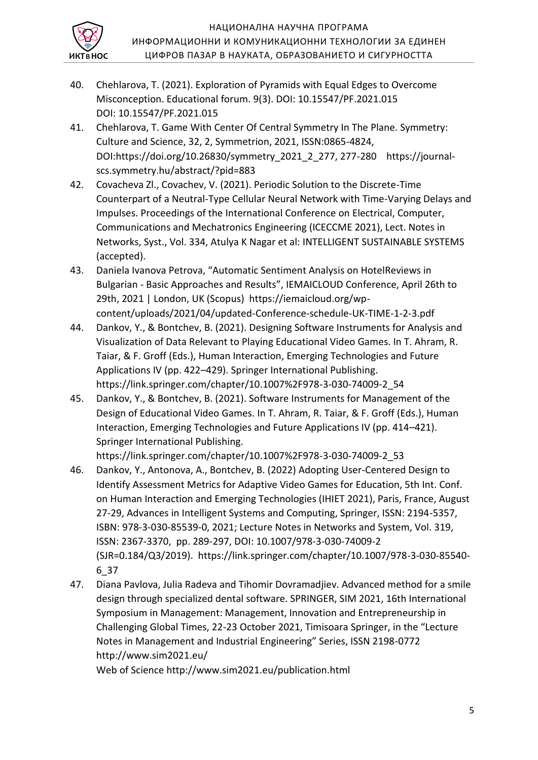40. Chehlarova, T. (2021). Exploration of Pyramids with Equal Edges to Overcome Misconception. Educational forum. 9(3). DOI: 10.15547/PF.2021.015 DOI: 10.15547/PF.2021.015
41. Chehlarova, T. Game With Center Of Central Symmetry In The Plane. Symmetry: Culture and Science, 32, 2, Symmetrion, 2021, ISSN:0865-4824, DOI:https://doi.org/10.26830/symmetry_2021_2_277, 277-280 https://journal-scs.symmetry.hu/abstract/?pid=883
42. Covacheva Zl., Covachev, V. (2021). Periodic Solution to the Discrete-Time Counterpart of a Neutral-Type Cellular Neural Network with Time-Varying Delays and Impulses. Proceedings of the International Conference on Electrical, Computer, Communications and Mechatronics Engineering (ICECCME 2021), Lect. Notes in Networks, Syst., Vol. 334, Atulya K Nagar et al: INTELLIGENT SUSTAINABLE SYSTEMS (accepted).
43. Daniela Ivanova Petrova, "Automatic Sentiment Analysis on HotelReviews in Bulgarian - Basic Approaches and Results", IEMAICLOUD Conference, April 26th to 29th, 2021 | London, UK (Scopus) https://iemaicloud.org/wp-content/uploads/2021/04/updated-Conference-schedule-UK-TIME-1-2-3.pdf
44. Dankov, Y., & Bontchev, B. (2021). Designing Software Instruments for Analysis and Visualization of Data Relevant to Playing Educational Video Games. In T. Ahram, R. Taiar, & F. Groff (Eds.), Human Interaction, Emerging Technologies and Future Applications IV (pp. 422–429). Springer International Publishing. https://link.springer.com/chapter/10.1007%2F978-3-030-74009-2_54
45. Dankov, Y., & Bontchev, B. (2021). Software Instruments for Management of the Design of Educational Video Games. In T. Ahram, R. Taiar, & F. Groff (Eds.), Human Interaction, Emerging Technologies and Future Applications IV (pp. 414–421). Springer International Publishing. https://link.springer.com/chapter/10.1007%2F978-3-030-74009-2_53
46. Dankov, Y., Antonova, A., Bontchev, B. (2022) Adopting User-Centered Design to Identify Assessment Metrics for Adaptive Video Games for Education, 5th Int. Conf. on Human Interaction and Emerging Technologies (IHIET 2021), Paris, France, August 27-29, Advances in Intelligent Systems and Computing, Springer, ISSN: 2194-5357, ISBN: 978-3-030-85539-0, 2021; Lecture Notes in Networks and System, Vol. 319, ISSN: 2367-3370, pp. 289-297, DOI: 10.1007/978-3-030-74009-2 (SJR=0.184/Q3/2019). https://link.springer.com/chapter/10.1007/978-3-030-85540-6_37
47. Diana Pavlova, Julia Radeva and Tihomir Dovramadjiev. Advanced method for a smile design through specialized dental software. SPRINGER, SIM 2021, 16th International Symposium in Management: Management, Innovation and Entrepreneurship in Challenging Global Times, 22-23 October 2021, Timisoara Springer, in the "Lecture Notes in Management and Industrial Engineering" Series, ISSN 2198-0772 http://www.sim2021.eu/
    Web of Science http://www.sim2021.eu/publication.html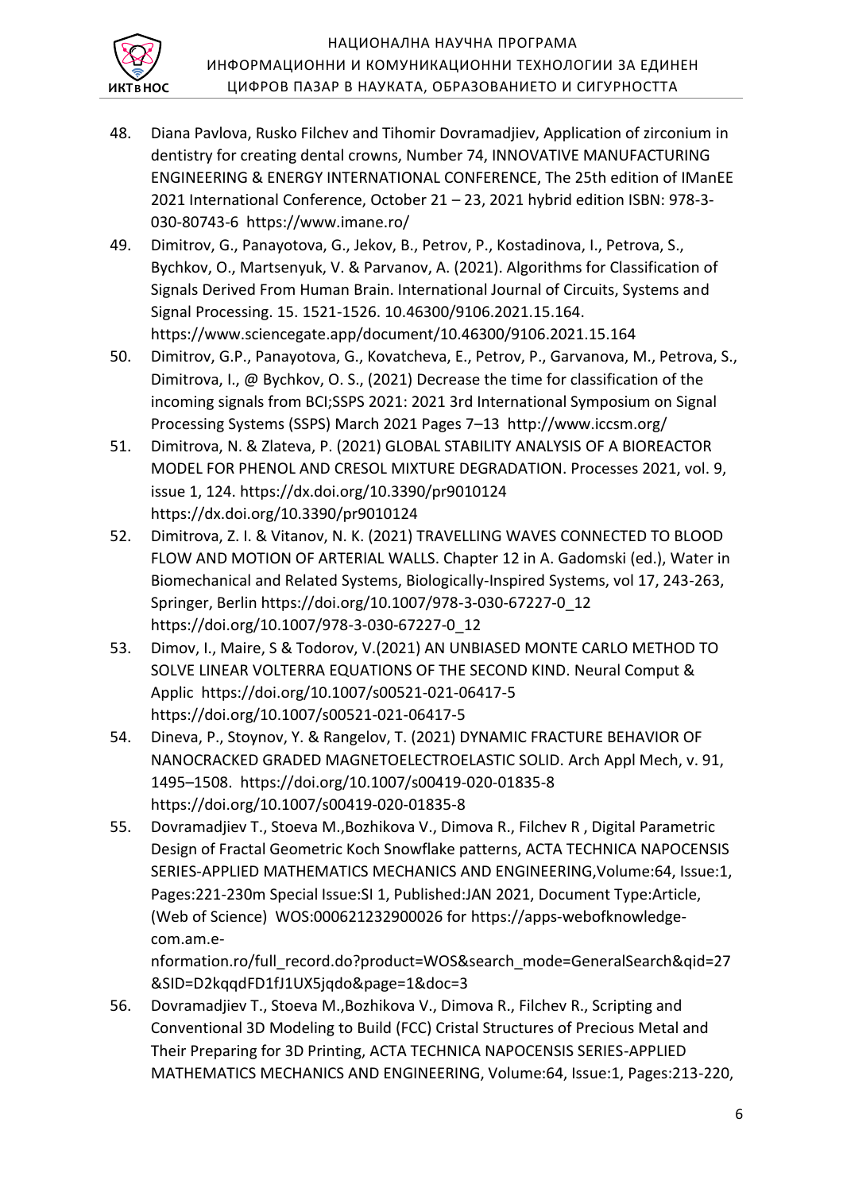48. Diana Pavlova, Rusko Filchev and Tihomir Dovramadjiev, Application of zirconium in dentistry for creating dental crowns, Number 74, INNOVATIVE MANUFACTURING ENGINEERING & ENERGY INTERNATIONAL CONFERENCE, The 25th edition of IManEE 2021 International Conference, October 21 – 23, 2021 hybrid edition ISBN: 978-3-030-80743-6 https://www.imane.ro/
49. Dimitrov, G., Panayotova, G., Jekov, B., Petrov, P., Kostadinova, I., Petrova, S., Bychkov, O., Martsenyuk, V. & Parvanov, A. (2021). Algorithms for Classification of Signals Derived From Human Brain. International Journal of Circuits, Systems and Signal Processing. 15. 1521-1526. 10.46300/9106.2021.15.164. https://www.sciencegate.app/document/10.46300/9106.2021.15.164
50. Dimitrov, G.P., Panayotova, G., Kovatcheva, E., Petrov, P., Garvanova, M., Petrova, S., Dimitrova, I., @ Bychkov, O. S., (2021) Decrease the time for classification of the incoming signals from BCI;SSPS 2021: 2021 3rd International Symposium on Signal Processing Systems (SSPS) March 2021 Pages 7–13 http://www.iccsm.org/
51. Dimitrova, N. & Zlateva, P. (2021) GLOBAL STABILITY ANALYSIS OF A BIOREACTOR MODEL FOR PHENOL AND CRESOL MIXTURE DEGRADATION. Processes 2021, vol. 9, issue 1, 124. https://dx.doi.org/10.3390/pr9010124 https://dx.doi.org/10.3390/pr9010124
52. Dimitrova, Z. I. & Vitanov, N. K. (2021) TRAVELLING WAVES CONNECTED TO BLOOD FLOW AND MOTION OF ARTERIAL WALLS. Chapter 12 in A. Gadomski (ed.), Water in Biomechanical and Related Systems, Biologically-Inspired Systems, vol 17, 243-263, Springer, Berlin https://doi.org/10.1007/978-3-030-67227-0_12 https://doi.org/10.1007/978-3-030-67227-0_12
53. Dimov, I., Maire, S & Todorov, V.(2021) AN UNBIASED MONTE CARLO METHOD TO SOLVE LINEAR VOLTERRA EQUATIONS OF THE SECOND KIND. Neural Comput & Applic https://doi.org/10.1007/s00521-021-06417-5 https://doi.org/10.1007/s00521-021-06417-5
54. Dineva, P., Stoynov, Y. & Rangelov, T. (2021) DYNAMIC FRACTURE BEHAVIOR OF NANOCRACKED GRADED MAGNETOELECTROELASTIC SOLID. Arch Appl Mech, v. 91, 1495–1508. https://doi.org/10.1007/s00419-020-01835-8 https://doi.org/10.1007/s00419-020-01835-8
55. Dovramadjiev T., Stoeva M.,Bozhikova V., Dimova R., Filchev R , Digital Parametric Design of Fractal Geometric Koch Snowflake patterns, ACTA TECHNICA NAPOCENSIS SERIES-APPLIED MATHEMATICS MECHANICS AND ENGINEERING,Volume:64, Issue:1, Pages:221-230m Special Issue:SI 1, Published:JAN 2021, Document Type:Article, (Web of Science) WOS:000621232900026 for https://apps-webofknowledge-com.am.e-nformation.ro/full_record.do?product=WOS&search_mode=GeneralSearch&qid=27&SID=D2kqqdFD1fJ1UX5jqdo&page=1&doc=3
56. Dovramadjiev T., Stoeva M.,Bozhikova V., Dimova R., Filchev R., Scripting and Conventional 3D Modeling to Build (FCC) Cristal Structures of Precious Metal and Their Preparing for 3D Printing, ACTA TECHNICA NAPOCENSIS SERIES-APPLIED MATHEMATICS MECHANICS AND ENGINEERING, Volume:64, Issue:1, Pages:213-220,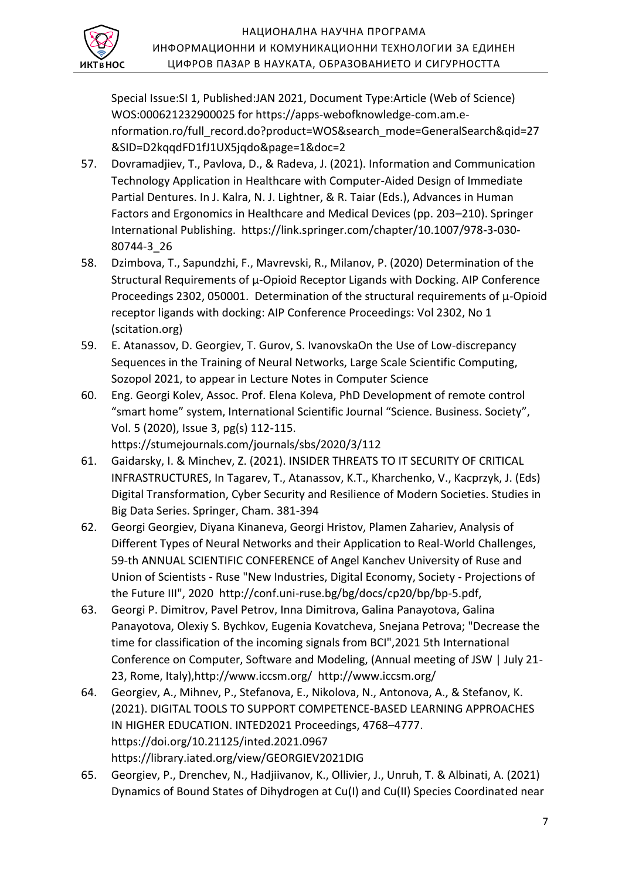Special Issue:SI 1, Published:JAN 2021, Document Type:Article (Web of Science) WOS:000621232900025 for https://apps-webofknowledge-com.am.e-nformation.ro/full_record.do?product=WOS&search_mode=GeneralSearch&qid=27&SID=D2kqqdFD1fJ1UX5jqdo&page=1&doc=2

57. Dovramadjiev, T., Pavlova, D., & Radeva, J. (2021). Information and Communication Technology Application in Healthcare with Computer-Aided Design of Immediate Partial Dentures. In J. Kalra, N. J. Lightner, & R. Taiar (Eds.), Advances in Human Factors and Ergonomics in Healthcare and Medical Devices (pp. 203–210). Springer International Publishing. https://link.springer.com/chapter/10.1007/978-3-030-80744-3_26
58. Dzimbova, T., Sapundzhi, F., Mavrevski, R., Milanov, P. (2020) Determination of the Structural Requirements of μ-Opioid Receptor Ligands with Docking. AIP Conference Proceedings 2302, 050001. Determination of the structural requirements of μ-Opioid receptor ligands with docking: AIP Conference Proceedings: Vol 2302, No 1 (scitation.org)
59. E. Atanassov, D. Georgiev, T. Gurov, S. IvanovskaOn the Use of Low-discrepancy Sequences in the Training of Neural Networks, Large Scale Scientific Computing, Sozopol 2021, to appear in Lecture Notes in Computer Science
60. Eng. Georgi Kolev, Assoc. Prof. Elena Koleva, PhD Development of remote control "smart home" system, International Scientific Journal "Science. Business. Society", Vol. 5 (2020), Issue 3, pg(s) 112-115. https://stumejournals.com/journals/sbs/2020/3/112
61. Gaidarsky, I. & Minchev, Z. (2021). INSIDER THREATS TO IT SECURITY OF CRITICAL INFRASTRUCTURES, In Tagarev, T., Atanassov, K.T., Kharchenko, V., Kacprzyk, J. (Eds) Digital Transformation, Cyber Security and Resilience of Modern Societies. Studies in Big Data Series. Springer, Cham. 381-394
62. Georgi Georgiev, Diyana Kinaneva, Georgi Hristov, Plamen Zahariev, Analysis of Different Types of Neural Networks and their Application to Real-World Challenges, 59-th ANNUAL SCIENTIFIC CONFERENCE of Angel Kanchev University of Ruse and Union of Scientists - Ruse "New Industries, Digital Economy, Society - Projections of the Future III", 2020 http://conf.uni-ruse.bg/bg/docs/cp20/bp/bp-5.pdf,
63. Georgi P. Dimitrov, Pavel Petrov, Inna Dimitrova, Galina Panayotova, Galina Panayotova, Olexiy S. Bychkov, Eugenia Kovatcheva, Snejana Petrova; "Decrease the time for classification of the incoming signals from BCI",2021 5th International Conference on Computer, Software and Modeling, (Annual meeting of JSW | July 21-23, Rome, Italy),http://www.iccsm.org/ http://www.iccsm.org/
64. Georgiev, A., Mihnev, P., Stefanova, E., Nikolova, N., Antonova, A., & Stefanov, K. (2021). DIGITAL TOOLS TO SUPPORT COMPETENCE-BASED LEARNING APPROACHES IN HIGHER EDUCATION. INTED2021 Proceedings, 4768–4777. https://doi.org/10.21125/inted.2021.0967 https://library.iated.org/view/GEORGIEV2021DIG
65. Georgiev, P., Drenchev, N., Hadjiivanov, K., Ollivier, J., Unruh, T. & Albinati, A. (2021) Dynamics of Bound States of Dihydrogen at Cu(I) and Cu(II) Species Coordinated near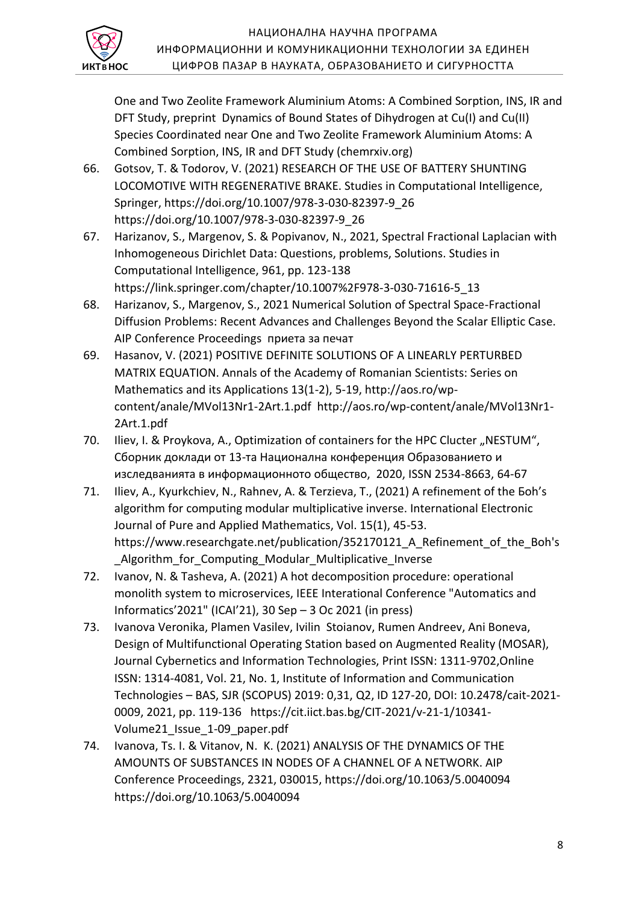One and Two Zeolite Framework Aluminium Atoms: A Combined Sorption, INS, IR and DFT Study, preprint Dynamics of Bound States of Dihydrogen at Cu(I) and Cu(II) Species Coordinated near One and Two Zeolite Framework Aluminium Atoms: A Combined Sorption, INS, IR and DFT Study (chemrxiv.org)

66. Gotsov, T. & Todorov, V. (2021) RESEARCH OF THE USE OF BATTERY SHUNTING LOCOMOTIVE WITH REGENERATIVE BRAKE. Studies in Computational Intelligence, Springer, https://doi.org/10.1007/978-3-030-82397-9_26 https://doi.org/10.1007/978-3-030-82397-9_26
67. Harizanov, S., Margenov, S. & Popivanov, N., 2021, Spectral Fractional Laplacian with Inhomogeneous Dirichlet Data: Questions, problems, Solutions. Studies in Computational Intelligence, 961, pp. 123-138 https://link.springer.com/chapter/10.1007%2F978-3-030-71616-5_13
68. Harizanov, S., Margenov, S., 2021 Numerical Solution of Spectral Space-Fractional Diffusion Problems: Recent Advances and Challenges Beyond the Scalar Elliptic Case. AIP Conference Proceedings приета за печат
69. Hasanov, V. (2021) POSITIVE DEFINITE SOLUTIONS OF A LINEARLY PERTURBED MATRIX EQUATION. Annals of the Academy of Romanian Scientists: Series on Mathematics and its Applications 13(1-2), 5-19, http://aos.ro/wp-content/anale/MVol13Nr1-2Art.1.pdf http://aos.ro/wp-content/anale/MVol13Nr1-2Art.1.pdf
70. Iliev, I. & Proykova, A., Optimization of containers for the HPC Clucter „NESTUM", Сборник доклади от 13-та Национална конференция Образованието и изследванията в информационното общество, 2020, ISSN 2534-8663, 64-67
71. Iliev, A., Kyurkchiev, N., Rahnev, A. & Terzieva, T., (2021) A refinement of the Бoh's algorithm for computing modular multiplicative inverse. International Electronic Journal of Pure and Applied Mathematics, Vol. 15(1), 45-53. https://www.researchgate.net/publication/352170121_A_Refinement_of_the_Boh's_Algorithm_for_Computing_Modular_Multiplicative_Inverse
72. Ivanov, N. & Tasheva, A. (2021) A hot decomposition procedure: operational monolith system to microservices, IEEE Interational Conference "Automatics and Informatics'2021" (ICAI'21), 30 Sep – 3 Oc 2021 (in press)
73. Ivanova Veronika, Plamen Vasilev, Ivilin Stoianov, Rumen Andreev, Ani Boneva, Design of Multifunctional Operating Station based on Augmented Reality (MOSAR), Journal Cybernetics and Information Technologies, Print ISSN: 1311-9702,Online ISSN: 1314-4081, Vol. 21, No. 1, Institute of Information and Communication Technologies – BAS, SJR (SCOPUS) 2019: 0,31, Q2, ID 127-20, DOI: 10.2478/cait-2021-0009, 2021, pp. 119-136 https://cit.iict.bas.bg/CIT-2021/v-21-1/10341-Volume21_Issue_1-09_paper.pdf
74. Ivanova, Ts. I. & Vitanov, N. K. (2021) ANALYSIS OF THE DYNAMICS OF THE AMOUNTS OF SUBSTANCES IN NODES OF A CHANNEL OF A NETWORK. AIP Conference Proceedings, 2321, 030015, https://doi.org/10.1063/5.0040094 https://doi.org/10.1063/5.0040094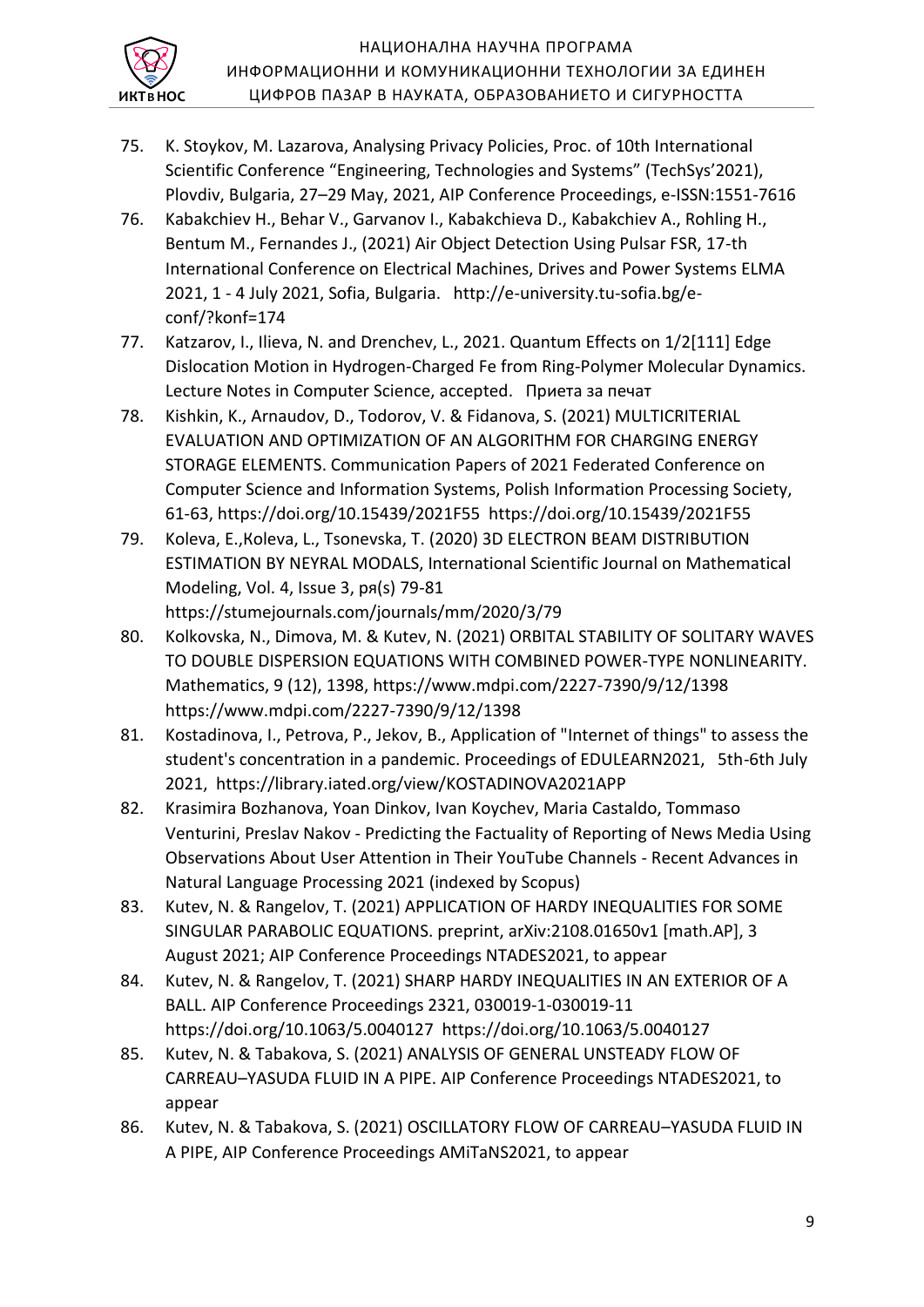75. K. Stoykov, M. Lazarova, Analysing Privacy Policies, Proc. of 10th International Scientific Conference "Engineering, Technologies and Systems" (TechSys'2021), Plovdiv, Bulgaria, 27–29 May, 2021, AIP Conference Proceedings, e-ISSN:1551-7616
76. Kabakchiev H., Behar V., Garvanov I., Kabakchieva D., Kabakchiev A., Rohling H., Bentum M., Fernandes J., (2021) Air Object Detection Using Pulsar FSR, 17-th International Conference on Electrical Machines, Drives and Power Systems ELMA 2021, 1 - 4 July 2021, Sofia, Bulgaria. http://e-university.tu-sofia.bg/e-conf/?konf=174
77. Katzarov, I., Ilieva, N. and Drenchev, L., 2021. Quantum Effects on 1/2[111] Edge Dislocation Motion in Hydrogen-Charged Fe from Ring-Polymer Molecular Dynamics. Lecture Notes in Computer Science, accepted. Приета за печат
78. Kishkin, K., Arnaudov, D., Todorov, V. & Fidanova, S. (2021) MULTICRITERIAL EVALUATION AND OPTIMIZATION OF AN ALGORITHM FOR CHARGING ENERGY STORAGE ELEMENTS. Communication Papers of 2021 Federated Conference on Computer Science and Information Systems, Polish Information Processing Society, 61-63, https://doi.org/10.15439/2021F55 https://doi.org/10.15439/2021F55
79. Koleva, E.,Кoleva, L., Tsonevska, T. (2020) 3D ELECTRON BEAM DISTRIBUTION ESTIMATION BY NEYRAL MODALS, International Scientific Journal on Mathematical Modeling, Vol. 4, Issue 3, pя(s) 79-81 https://stumejournals.com/journals/mm/2020/3/79
80. Kolkovska, N., Dimova, M. & Kutev, N. (2021) ORBITAL STABILITY OF SOLITARY WAVES TO DOUBLE DISPERSION EQUATIONS WITH COMBINED POWER-TYPE NONLINEARITY. Mathematics, 9 (12), 1398, https://www.mdpi.com/2227-7390/9/12/1398 https://www.mdpi.com/2227-7390/9/12/1398
81. Kostadinova, I., Petrova, P., Jekov, B., Application of "Internet of things" to assess the student's concentration in a pandemic. Proceedings of EDULEARN2021, 5th-6th July 2021, https://library.iated.org/view/KOSTADINOVA2021APP
82. Krasimira Bozhanova, Yoan Dinkov, Ivan Koychev, Maria Castaldo, Tommaso Venturini, Preslav Nakov - Predicting the Factuality of Reporting of News Media Using Observations About User Attention in Their YouTube Channels - Recent Advances in Natural Language Processing 2021 (indexed by Scopus)
83. Kutev, N. & Rangelov, T. (2021) APPLICATION OF HARDY INEQUALITIES FOR SOME SINGULAR PARABOLIC EQUATIONS. preprint, arXiv:2108.01650v1 [math.AP], 3 August 2021; AIP Conference Proceedings NTADES2021, to appear
84. Kutev, N. & Rangelov, T. (2021) SHARP HARDY INEQUALITIES IN AN EXTERIOR OF A BALL. AIP Conference Proceedings 2321, 030019-1-030019-11 https://doi.org/10.1063/5.0040127 https://doi.org/10.1063/5.0040127
85. Kutev, N. & Tabakova, S. (2021) ANALYSIS OF GENERAL UNSTEADY FLOW OF CARREAU–YASUDA FLUID IN A PIPE. AIP Conference Proceedings NTADES2021, to appear
86. Kutev, N. & Tabakova, S. (2021) OSCILLATORY FLOW OF CARREAU–YASUDA FLUID IN A PIPE, AIP Conference Proceedings AMiTaNS2021, to appear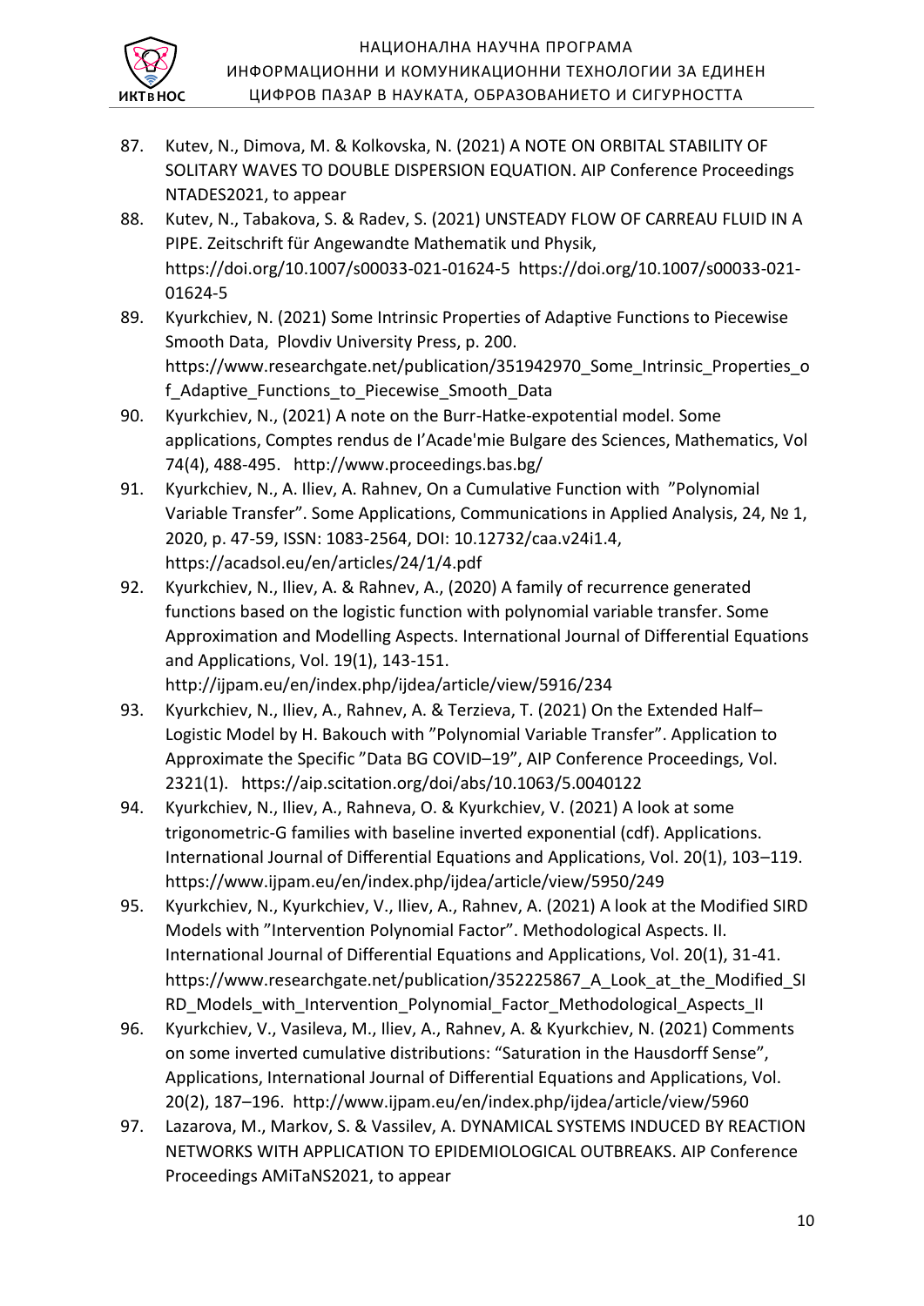87. Kutev, N., Dimova, M. & Kolkovska, N. (2021) A NOTE ON ORBITAL STABILITY OF SOLITARY WAVES TO DOUBLE DISPERSION EQUATION. AIP Conference Proceedings NTADES2021, to appear
88. Kutev, N., Tabakova, S. & Radev, S. (2021) UNSTEADY FLOW OF CARREAU FLUID IN A PIPE. Zeitschrift für Angewandte Mathematik und Physik, https://doi.org/10.1007/s00033-021-01624-5 https://doi.org/10.1007/s00033-021-01624-5
89. Kyurkchiev, N. (2021) Some Intrinsic Properties of Adaptive Functions to Piecewise Smooth Data, Plovdiv University Press, p. 200. https://www.researchgate.net/publication/351942970_Some_Intrinsic_Properties_of_Adaptive_Functions_to_Piecewise_Smooth_Data
90. Kyurkchiev, N., (2021) A note on the Burr-Hatke-expotential model. Some applications, Comptes rendus de I'Acade'mie Bulgare des Sciences, Mathematics, Vol 74(4), 488-495. http://www.proceedings.bas.bg/
91. Kyurkchiev, N., A. Iliev, A. Rahnev, On a Cumulative Function with "Polynomial Variable Transfer". Some Applications, Communications in Applied Analysis, 24, № 1, 2020, p. 47-59, ISSN: 1083-2564, DOI: 10.12732/caa.v24i1.4, https://acadsol.eu/en/articles/24/1/4.pdf
92. Kyurkchiev, N., Iliev, A. & Rahnev, A., (2020) A family of recurrence generated functions based on the logistic function with polynomial variable transfer. Some Approximation and Modelling Aspects. International Journal of Differential Equations and Applications, Vol. 19(1), 143-151. http://ijpam.eu/en/index.php/ijdea/article/view/5916/234
93. Kyurkchiev, N., Iliev, A., Rahnev, A. & Terzieva, T. (2021) On the Extended Half–Logistic Model by H. Bakouch with "Polynomial Variable Transfer". Application to Approximate the Specific "Data BG COVID–19", AIP Conference Proceedings, Vol. 2321(1). https://aip.scitation.org/doi/abs/10.1063/5.0040122
94. Kyurkchiev, N., Iliev, A., Rahneva, O. & Kyurkchiev, V. (2021) A look at some trigonometric-G families with baseline inverted exponential (cdf). Applications. International Journal of Differential Equations and Applications, Vol. 20(1), 103–119. https://www.ijpam.eu/en/index.php/ijdea/article/view/5950/249
95. Kyurkchiev, N., Kyurkchiev, V., Iliev, A., Rahnev, A. (2021) A look at the Modified SIRD Models with "Intervention Polynomial Factor". Methodological Aspects. II. International Journal of Differential Equations and Applications, Vol. 20(1), 31-41. https://www.researchgate.net/publication/352225867_A_Look_at_the_Modified_SIRD_Models_with_Intervention_Polynomial_Factor_Methodological_Aspects_II
96. Kyurkchiev, V., Vasileva, M., Iliev, A., Rahnev, A. & Kyurkchiev, N. (2021) Comments on some inverted cumulative distributions: "Saturation in the Hausdorff Sense", Applications, International Journal of Differential Equations and Applications, Vol. 20(2), 187–196. http://www.ijpam.eu/en/index.php/ijdea/article/view/5960
97. Lazarova, M., Markov, S. & Vassilev, A. DYNAMICAL SYSTEMS INDUCED BY REACTION NETWORKS WITH APPLICATION TO EPIDEMIOLOGICAL OUTBREAKS. AIP Conference Proceedings AMiTaNS2021, to appear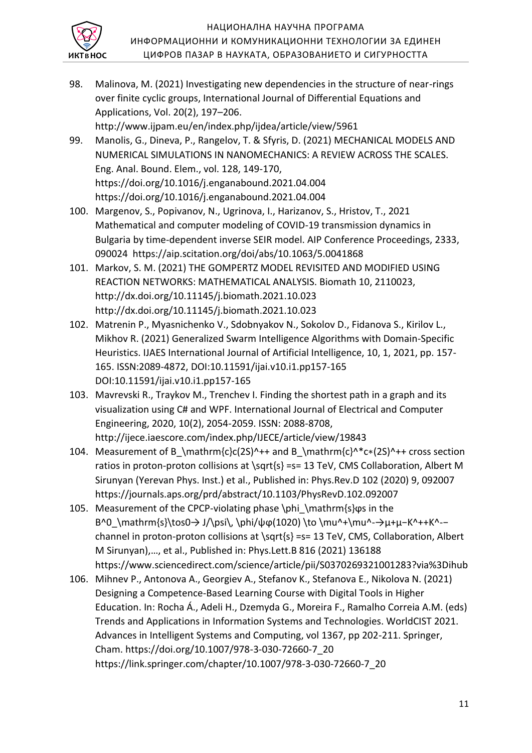98. Malinova, M. (2021) Investigating new dependencies in the structure of near-rings over finite cyclic groups, International Journal of Differential Equations and Applications, Vol. 20(2), 197–206. http://www.ijpam.eu/en/index.php/ijdea/article/view/5961
99. Manolis, G., Dineva, P., Rangelov, T. & Sfyris, D. (2021) MECHANICAL MODELS AND NUMERICAL SIMULATIONS IN NANOMECHANICS: A REVIEW ACROSS THE SCALES. Eng. Anal. Bound. Elem., vol. 128, 149-170, https://doi.org/10.1016/j.enganabound.2021.04.004 https://doi.org/10.1016/j.enganabound.2021.04.004
100. Margenov, S., Popivanov, N., Ugrinova, I., Harizanov, S., Hristov, T., 2021 Mathematical and computer modeling of COVID-19 transmission dynamics in Bulgaria by time-dependent inverse SEIR model. AIP Conference Proceedings, 2333, 090024 https://aip.scitation.org/doi/abs/10.1063/5.0041868
101. Markov, S. M. (2021) THE GOMPERTZ MODEL REVISITED AND MODIFIED USING REACTION NETWORKS: MATHEMATICAL ANALYSIS. Biomath 10, 2110023, http://dx.doi.org/10.11145/j.biomath.2021.10.023 http://dx.doi.org/10.11145/j.biomath.2021.10.023
102. Matrenin P., Myasnichenko V., Sdobnyakov N., Sokolov D., Fidanova S., Kirilov L., Mikhov R. (2021) Generalized Swarm Intelligence Algorithms with Domain-Specific Heuristics. IJAES International Journal of Artificial Intelligence, 10, 1, 2021, pp. 157-165. ISSN:2089-4872, DOI:10.11591/ijai.v10.i1.pp157-165 DOI:10.11591/ijai.v10.i1.pp157-165
103. Mavrevski R., Traykov M., Trenchev I. Finding the shortest path in a graph and its visualization using C# and WPF. International Journal of Electrical and Computer Engineering, 2020, 10(2), 2054-2059. ISSN: 2088-8708, http://ijece.iaescore.com/index.php/IJECE/article/view/19843
104. Measurement of B_\mathrm{c}c(2S)^++ and B_\mathrm{c}^*c∗(2S)^++ cross section ratios in proton-proton collisions at \sqrt{s} =s= 13 TeV, CMS Collaboration, Albert M Sirunyan (Yerevan Phys. Inst.) et al., Published in: Phys.Rev.D 102 (2020) 9, 092007 https://journals.aps.org/prd/abstract/10.1103/PhysRevD.102.092007
105. Measurement of the CPCP-violating phase \phi_\mathrm{s}φs in the B^0_\mathrm{s}\tos0→ J/\psi\, \phi/ψφ(1020) \to \mu^+\mu^-→μ+μ−K^++K^-− channel in proton-proton collisions at \sqrt{s} =s= 13 TeV, CMS, Collaboration, Albert M Sirunyan),…, et al., Published in: Phys.Lett.B 816 (2021) 136188 https://www.sciencedirect.com/science/article/pii/S0370269321001283?via%3Dihub
106. Mihnev P., Antonova A., Georgiev A., Stefanov K., Stefanova E., Nikolova N. (2021) Designing a Competence-Based Learning Course with Digital Tools in Higher Education. In: Rocha Á., Adeli H., Dzemyda G., Moreira F., Ramalho Correia A.M. (eds) Trends and Applications in Information Systems and Technologies. WorldCIST 2021. Advances in Intelligent Systems and Computing, vol 1367, pp 202-211. Springer, Cham. https://doi.org/10.1007/978-3-030-72660-7_20 https://link.springer.com/chapter/10.1007/978-3-030-72660-7_20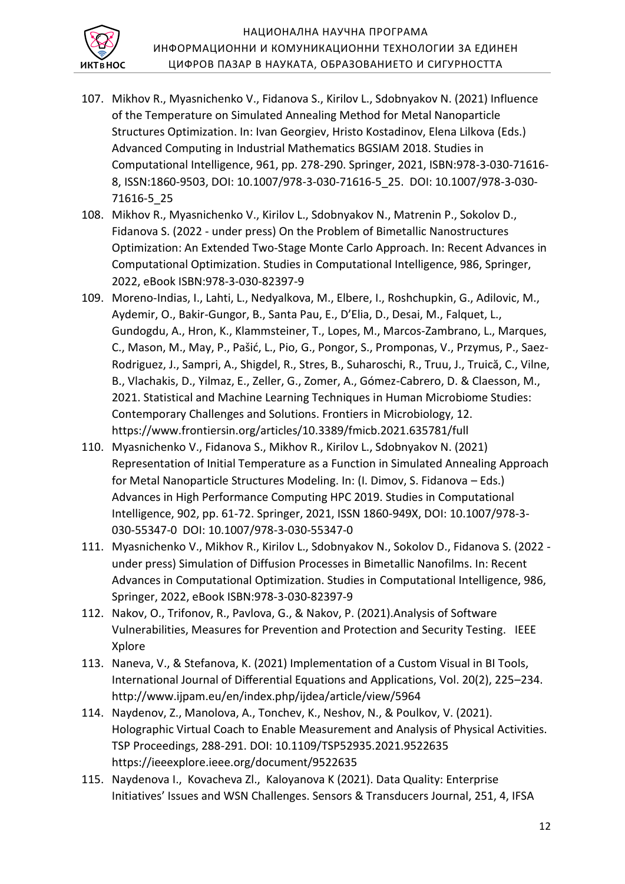107. Mikhov R., Myasnichenko V., Fidanova S., Kirilov L., Sdobnyakov N. (2021) Influence of the Temperature on Simulated Annealing Method for Metal Nanoparticle Structures Optimization. In: Ivan Georgiev, Hristo Kostadinov, Elena Lilkova (Eds.) Advanced Computing in Industrial Mathematics BGSIAM 2018. Studies in Computational Intelligence, 961, pp. 278-290. Springer, 2021, ISBN:978-3-030-71616-8, ISSN:1860-9503, DOI: 10.1007/978-3-030-71616-5_25. DOI: 10.1007/978-3-030-71616-5_25
108. Mikhov R., Myasnichenko V., Kirilov L., Sdobnyakov N., Matrenin P., Sokolov D., Fidanova S. (2022 - under press) On the Problem of Bimetallic Nanostructures Optimization: An Extended Two-Stage Monte Carlo Approach. In: Recent Advances in Computational Optimization. Studies in Computational Intelligence, 986, Springer, 2022, eBook ISBN:978-3-030-82397-9
109. Moreno-Indias, I., Lahti, L., Nedyalkova, M., Elbere, I., Roshchupkin, G., Adilovic, M., Aydemir, O., Bakir-Gungor, B., Santa Pau, E., D'Elia, D., Desai, M., Falquet, L., Gundogdu, A., Hron, K., Klammsteiner, T., Lopes, M., Marcos-Zambrano, L., Marques, C., Mason, M., May, P., Pašić, L., Pio, G., Pongor, S., Promponas, V., Przymus, P., Saez-Rodriguez, J., Sampri, A., Shigdel, R., Stres, B., Suharoschi, R., Truu, J., Truică, C., Vilne, B., Vlachakis, D., Yilmaz, E., Zeller, G., Zomer, A., Gómez-Cabrero, D. & Claesson, M., 2021. Statistical and Machine Learning Techniques in Human Microbiome Studies: Contemporary Challenges and Solutions. Frontiers in Microbiology, 12. https://www.frontiersin.org/articles/10.3389/fmicb.2021.635781/full
110. Myasnichenko V., Fidanova S., Mikhov R., Kirilov L., Sdobnyakov N. (2021) Representation of Initial Temperature as a Function in Simulated Annealing Approach for Metal Nanoparticle Structures Modeling. In: (I. Dimov, S. Fidanova – Eds.) Advances in High Performance Computing HPC 2019. Studies in Computational Intelligence, 902, pp. 61-72. Springer, 2021, ISSN 1860-949X, DOI: 10.1007/978-3-030-55347-0 DOI: 10.1007/978-3-030-55347-0
111. Myasnichenko V., Mikhov R., Kirilov L., Sdobnyakov N., Sokolov D., Fidanova S. (2022 - under press) Simulation of Diffusion Processes in Bimetallic Nanofilms. In: Recent Advances in Computational Optimization. Studies in Computational Intelligence, 986, Springer, 2022, eBook ISBN:978-3-030-82397-9
112. Nakov, O., Trifonov, R., Pavlova, G., & Nakov, P. (2021).Analysis of Software Vulnerabilities, Measures for Prevention and Protection and Security Testing. IEEE Xplore
113. Naneva, V., & Stefanova, K. (2021) Implementation of a Custom Visual in BI Tools, International Journal of Differential Equations and Applications, Vol. 20(2), 225–234. http://www.ijpam.eu/en/index.php/ijdea/article/view/5964
114. Naydenov, Z., Manolova, A., Tonchev, K., Neshov, N., & Poulkov, V. (2021). Holographic Virtual Coach to Enable Measurement and Analysis of Physical Activities. TSP Proceedings, 288-291. DOI: 10.1109/TSP52935.2021.9522635 https://ieeexplore.ieee.org/document/9522635
115. Naydenova I., Kovacheva Zl., Kaloyanova K (2021). Data Quality: Enterprise Initiatives' Issues and WSN Challenges. Sensors & Transducers Journal, 251, 4, IFSA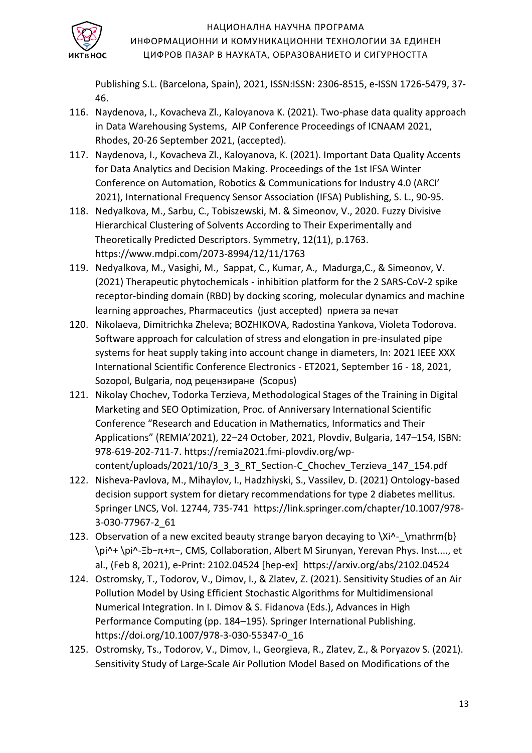Publishing S.L. (Barcelona, Spain), 2021, ISSN:ISSN: 2306-8515, e-ISSN 1726-5479, 37-46.

116. Naydenova, I., Kovacheva Zl., Kaloyanova K. (2021). Two-phase data quality approach in Data Warehousing Systems, AIP Conference Proceedings of ICNAAM 2021, Rhodes, 20-26 September 2021, (accepted).
117. Naydenova, I., Kovacheva Zl., Kaloyanova, K. (2021). Important Data Quality Accents for Data Analytics and Decision Making. Proceedings of the 1st IFSA Winter Conference on Automation, Robotics & Communications for Industry 4.0 (ARCI' 2021), International Frequency Sensor Association (IFSA) Publishing, S. L., 90-95.
118. Nedyalkova, M., Sarbu, C., Tobiszewski, M. & Simeonov, V., 2020. Fuzzy Divisive Hierarchical Clustering of Solvents According to Their Experimentally and Theoretically Predicted Descriptors. Symmetry, 12(11), p.1763. https://www.mdpi.com/2073-8994/12/11/1763
119. Nedyalkova, M., Vasighi, M., Sappat, C., Kumar, A., Madurga,C., & Simeonov, V. (2021) Therapeutic phytochemicals - inhibition platform for the 2 SARS-CoV-2 spike receptor-binding domain (RBD) by docking scoring, molecular dynamics and machine learning approaches, Pharmaceutics (just accepted) приета за печат
120. Nikolaeva, Dimitrichka Zheleva; BOZHIKOVA, Radostina Yankova, Violeta Todorova. Software approach for calculation of stress and elongation in pre-insulated pipe systems for heat supply taking into account change in diameters, In: 2021 IEEE XXX International Scientific Conference Electronics - ET2021, September 16 - 18, 2021, Sozopol, Bulgaria, под рецензиране (Scopus)
121. Nikolay Chochev, Todorka Terzieva, Methodological Stages of the Training in Digital Marketing and SEO Optimization, Proc. of Anniversary International Scientific Conference "Research and Education in Mathematics, Informatics and Their Applications" (REMIA'2021), 22–24 October, 2021, Plovdiv, Bulgaria, 147–154, ISBN: 978-619-202-711-7. https://remia2021.fmi-plovdiv.org/wp-content/uploads/2021/10/3_3_3_RT_Section-C_Chochev_Terzieva_147_154.pdf
122. Nisheva-Pavlova, M., Mihaylov, I., Hadzhiyski, S., Vassilev, D. (2021) Ontology-based decision support system for dietary recommendations for type 2 diabetes mellitus. Springer LNCS, Vol. 12744, 735-741 https://link.springer.com/chapter/10.1007/978-3-030-77967-2_61
123. Observation of a new excited beauty strange baryon decaying to \Xi^-_\mathrm{b} \pi^+ \pi^-Ξb−π+π−, CMS, Collaboration, Albert M Sirunyan, Yerevan Phys. Inst...., et al., (Feb 8, 2021), e-Print: 2102.04524 [hep-ex] https://arxiv.org/abs/2102.04524
124. Ostromsky, T., Todorov, V., Dimov, I., & Zlatev, Z. (2021). Sensitivity Studies of an Air Pollution Model by Using Efficient Stochastic Algorithms for Multidimensional Numerical Integration. In I. Dimov & S. Fidanova (Eds.), Advances in High Performance Computing (pp. 184–195). Springer International Publishing. https://doi.org/10.1007/978-3-030-55347-0_16
125. Ostromsky, Ts., Todorov, V., Dimov, I., Georgieva, R., Zlatev, Z., & Poryazov S. (2021). Sensitivity Study of Large-Scale Air Pollution Model Based on Modifications of the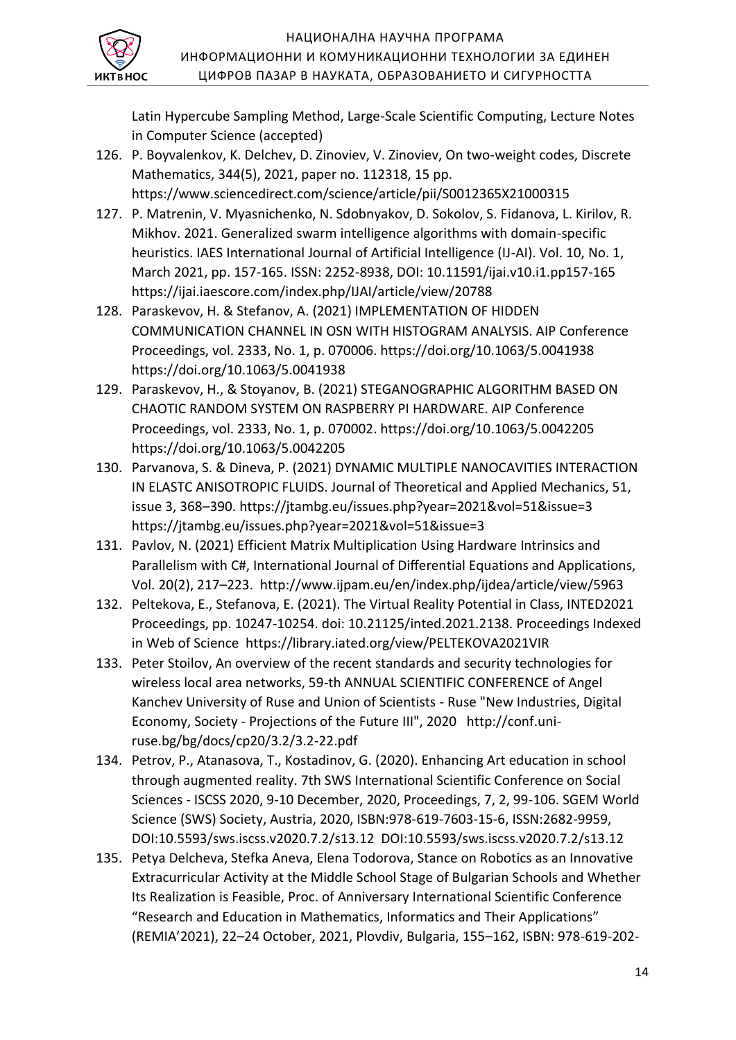Latin Hypercube Sampling Method, Large-Scale Scientific Computing, Lecture Notes in Computer Science (accepted)

126. P. Boyvalenkov, K. Delchev, D. Zinoviev, V. Zinoviev, On two-weight codes, Discrete Mathematics, 344(5), 2021, paper no. 112318, 15 pp. https://www.sciencedirect.com/science/article/pii/S0012365X21000315
127. P. Matrenin, V. Myasnichenko, N. Sdobnyakov, D. Sokolov, S. Fidanova, L. Kirilov, R. Mikhov. 2021. Generalized swarm intelligence algorithms with domain-specific heuristics. IAES International Journal of Artificial Intelligence (IJ-AI). Vol. 10, No. 1, March 2021, pp. 157-165. ISSN: 2252-8938, DOI: 10.11591/ijai.v10.i1.pp157-165 https://ijai.iaescore.com/index.php/IJAI/article/view/20788
128. Paraskevov, H. & Stefanov, A. (2021) IMPLEMENTATION OF HIDDEN COMMUNICATION CHANNEL IN OSN WITH HISTOGRAM ANALYSIS. AIP Conference Proceedings, vol. 2333, No. 1, p. 070006. https://doi.org/10.1063/5.0041938 https://doi.org/10.1063/5.0041938
129. Paraskevov, H., & Stoyanov, B. (2021) STEGANOGRAPHIC ALGORITHM BASED ON CHAOTIC RANDOM SYSTEM ON RASPBERRY PI HARDWARE. AIP Conference Proceedings, vol. 2333, No. 1, p. 070002. https://doi.org/10.1063/5.0042205 https://doi.org/10.1063/5.0042205
130. Parvanova, S. & Dineva, P. (2021) DYNAMIC MULTIPLE NANOCAVITIES INTERACTION IN ELASTC ANISOTROPIC FLUIDS. Journal of Theoretical and Applied Mechanics, 51, issue 3, 368–390. https://jtambg.eu/issues.php?year=2021&vol=51&issue=3 https://jtambg.eu/issues.php?year=2021&vol=51&issue=3
131. Pavlov, N. (2021) Efficient Matrix Multiplication Using Hardware Intrinsics and Parallelism with C#, International Journal of Differential Equations and Applications, Vol. 20(2), 217–223. http://www.ijpam.eu/en/index.php/ijdea/article/view/5963
132. Peltekova, E., Stefanova, E. (2021). The Virtual Reality Potential in Class, INTED2021 Proceedings, pp. 10247-10254. doi: 10.21125/inted.2021.2138. Proceedings Indexed in Web of Science https://library.iated.org/view/PELTEKOVA2021VIR
133. Peter Stoilov, An overview of the recent standards and security technologies for wireless local area networks, 59-th ANNUAL SCIENTIFIC CONFERENCE of Angel Kanchev University of Ruse and Union of Scientists - Ruse "New Industries, Digital Economy, Society - Projections of the Future III", 2020 http://conf.uni-ruse.bg/bg/docs/cp20/3.2/3.2-22.pdf
134. Petrov, P., Atanasova, T., Kostadinov, G. (2020). Enhancing Art education in school through augmented reality. 7th SWS International Scientific Conference on Social Sciences - ISCSS 2020, 9-10 December, 2020, Proceedings, 7, 2, 99-106. SGEM World Science (SWS) Society, Austria, 2020, ISBN:978-619-7603-15-6, ISSN:2682-9959, DOI:10.5593/sws.iscss.v2020.7.2/s13.12 DOI:10.5593/sws.iscss.v2020.7.2/s13.12
135. Petya Delcheva, Stefka Aneva, Elena Todorova, Stance on Robotics as an Innovative Extracurricular Activity at the Middle School Stage of Bulgarian Schools and Whether Its Realization is Feasible, Proc. of Anniversary International Scientific Conference "Research and Education in Mathematics, Informatics and Their Applications" (REMIA'2021), 22–24 October, 2021, Plovdiv, Bulgaria, 155–162, ISBN: 978-619-202-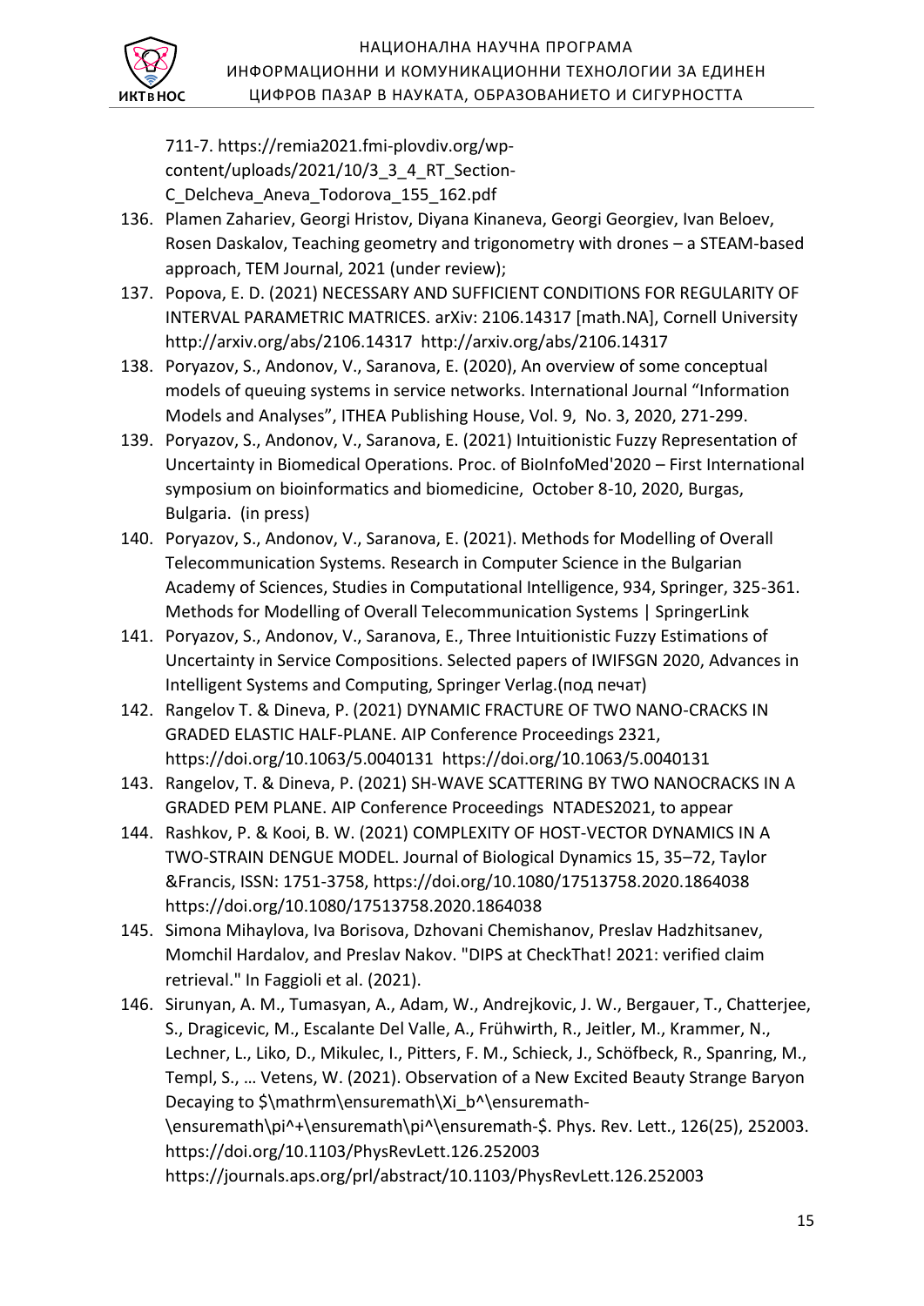711-7. https://remia2021.fmi-plovdiv.org/wp-content/uploads/2021/10/3_3_4_RT_Section-C_Delcheva_Aneva_Todorova_155_162.pdf

136. Plamen Zahariev, Georgi Hristov, Diyana Kinaneva, Georgi Georgiev, Ivan Beloev, Rosen Daskalov, Teaching geometry and trigonometry with drones – a STEAM-based approach, TEM Journal, 2021 (under review);
137. Popova, E. D. (2021) NECESSARY AND SUFFICIENT CONDITIONS FOR REGULARITY OF INTERVAL PARAMETRIC MATRICES. arXiv: 2106.14317 [math.NA], Cornell University http://arxiv.org/abs/2106.14317 http://arxiv.org/abs/2106.14317
138. Poryazov, S., Andonov, V., Saranova, E. (2020), An overview of some conceptual models of queuing systems in service networks. International Journal "Information Models and Analyses", ITHEA Publishing House, Vol. 9, No. 3, 2020, 271-299.
139. Poryazov, S., Andonov, V., Saranova, E. (2021) Intuitionistic Fuzzy Representation of Uncertainty in Biomedical Operations. Proc. of BioInfoMed'2020 – First International symposium on bioinformatics and biomedicine, October 8-10, 2020, Burgas, Bulgaria. (in press)
140. Poryazov, S., Andonov, V., Saranova, E. (2021). Methods for Modelling of Overall Telecommunication Systems. Research in Computer Science in the Bulgarian Academy of Sciences, Studies in Computational Intelligence, 934, Springer, 325-361. Methods for Modelling of Overall Telecommunication Systems | SpringerLink
141. Poryazov, S., Andonov, V., Saranova, E., Three Intuitionistic Fuzzy Estimations of Uncertainty in Service Compositions. Selected papers of IWIFSGN 2020, Advances in Intelligent Systems and Computing, Springer Verlag.(под печат)
142. Rangelov T. & Dineva, P. (2021) DYNAMIC FRACTURE OF TWO NANO-CRACKS IN GRADED ELASTIC HALF-PLANE. AIP Conference Proceedings 2321, https://doi.org/10.1063/5.0040131 https://doi.org/10.1063/5.0040131
143. Rangelov, T. & Dineva, P. (2021) SH-WAVE SCATTERING BY TWO NANOCRACKS IN A GRADED PEM PLANE. AIP Conference Proceedings NTADES2021, to appear
144. Rashkov, P. & Kooi, B. W. (2021) COMPLEXITY OF HOST-VECTOR DYNAMICS IN A TWO-STRAIN DENGUE MODEL. Journal of Biological Dynamics 15, 35–72, Taylor &Francis, ISSN: 1751-3758, https://doi.org/10.1080/17513758.2020.1864038 https://doi.org/10.1080/17513758.2020.1864038
145. Simona Mihaylova, Iva Borisova, Dzhovani Chemishanov, Preslav Hadzhitsanev, Momchil Hardalov, and Preslav Nakov. "DIPS at CheckThat! 2021: verified claim retrieval." In Faggioli et al. (2021).
146. Sirunyan, A. M., Tumasyan, A., Adam, W., Andrejkovic, J. W., Bergauer, T., Chatterjee, S., Dragicevic, M., Escalante Del Valle, A., Frühwirth, R., Jeitler, M., Krammer, N., Lechner, L., Liko, D., Mikulec, I., Pitters, F. M., Schieck, J., Schöfbeck, R., Spanring, M., Templ, S., … Vetens, W. (2021). Observation of a New Excited Beauty Strange Baryon Decaying to $\mathrm\ensuremath\Xi_b^\ensuremath-\ensuremath\pi^+\ensuremath\pi^\ensuremath-$. Phys. Rev. Lett., 126(25), 252003. https://doi.org/10.1103/PhysRevLett.126.252003 https://journals.aps.org/prl/abstract/10.1103/PhysRevLett.126.252003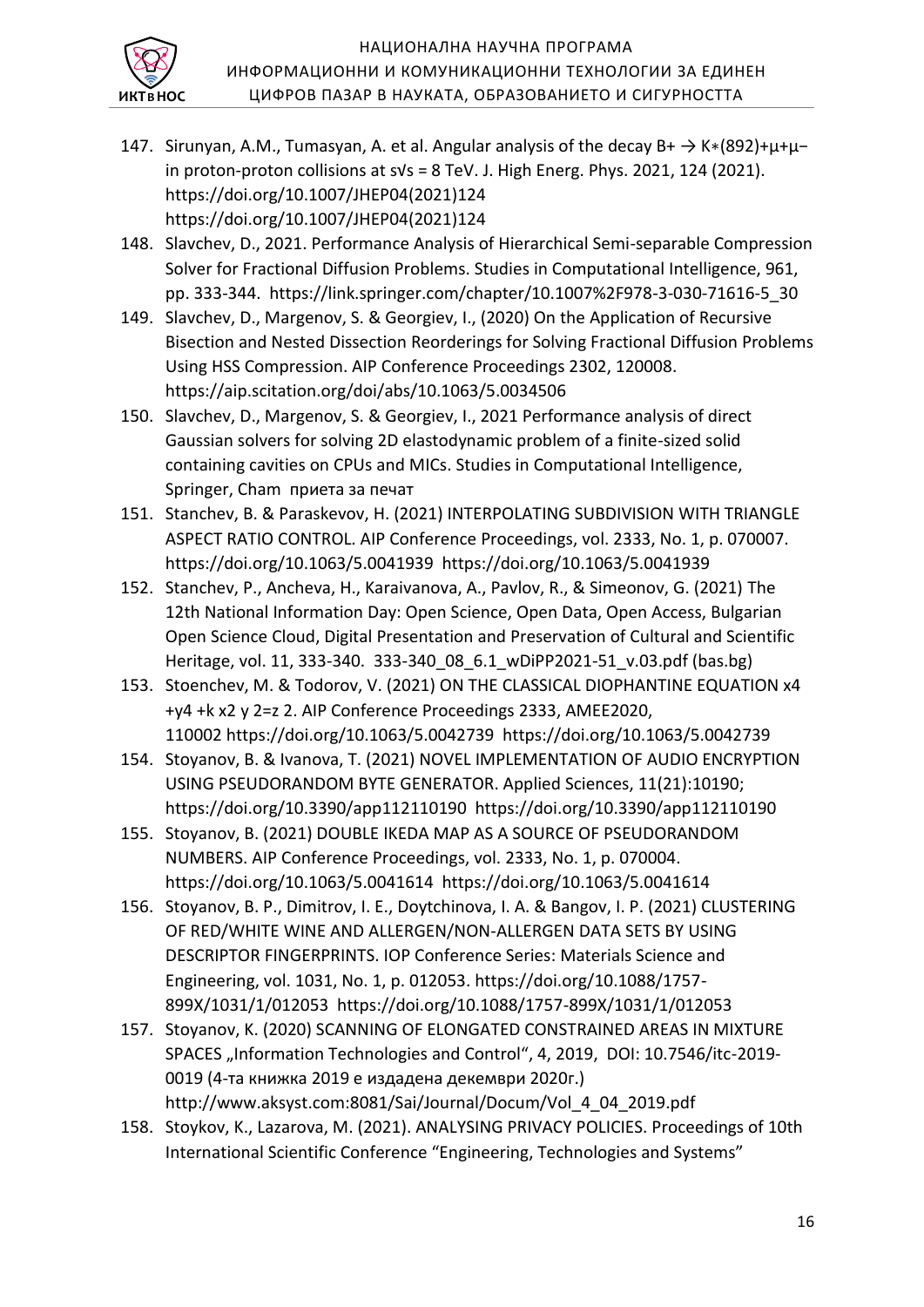147. Sirunyan, A.M., Tumasyan, A. et al. Angular analysis of the decay B+ → K∗(892)+μ+μ− in proton-proton collisions at s√s = 8 TeV. J. High Energ. Phys. 2021, 124 (2021). https://doi.org/10.1007/JHEP04(2021)124 https://doi.org/10.1007/JHEP04(2021)124
148. Slavchev, D., 2021. Performance Analysis of Hierarchical Semi-separable Compression Solver for Fractional Diffusion Problems. Studies in Computational Intelligence, 961, pp. 333-344. https://link.springer.com/chapter/10.1007%2F978-3-030-71616-5_30
149. Slavchev, D., Margenov, S. & Georgiev, I., (2020) On the Application of Recursive Bisection and Nested Dissection Reorderings for Solving Fractional Diffusion Problems Using HSS Compression. AIP Conference Proceedings 2302, 120008. https://aip.scitation.org/doi/abs/10.1063/5.0034506
150. Slavchev, D., Margenov, S. & Georgiev, I., 2021 Performance analysis of direct Gaussian solvers for solving 2D elastodynamic problem of a finite-sized solid containing cavities on CPUs and MICs. Studies in Computational Intelligence, Springer, Cham приета за печат
151. Stanchev, B. & Paraskevov, H. (2021) INTERPOLATING SUBDIVISION WITH TRIANGLE ASPECT RATIO CONTROL. AIP Conference Proceedings, vol. 2333, No. 1, p. 070007. https://doi.org/10.1063/5.0041939 https://doi.org/10.1063/5.0041939
152. Stanchev, P., Ancheva, H., Karaivanova, A., Pavlov, R., & Simeonov, G. (2021) The 12th National Information Day: Open Science, Open Data, Open Access, Bulgarian Open Science Cloud, Digital Presentation and Preservation of Cultural and Scientific Heritage, vol. 11, 333-340. 333-340_08_6.1_wDiPP2021-51_v.03.pdf (bas.bg)
153. Stoenchev, M. & Todorov, V. (2021) ON THE CLASSICAL DIOPHANTINE EQUATION x4 +y4 +k x2 y 2=z 2. AIP Conference Proceedings 2333, AMEE2020, 110002 https://doi.org/10.1063/5.0042739 https://doi.org/10.1063/5.0042739
154. Stoyanov, B. & Ivanova, T. (2021) NOVEL IMPLEMENTATION OF AUDIO ENCRYPTION USING PSEUDORANDOM BYTE GENERATOR. Applied Sciences, 11(21):10190; https://doi.org/10.3390/app112110190 https://doi.org/10.3390/app112110190
155. Stoyanov, B. (2021) DOUBLE IKEDA MAP AS A SOURCE OF PSEUDORANDOM NUMBERS. AIP Conference Proceedings, vol. 2333, No. 1, p. 070004. https://doi.org/10.1063/5.0041614 https://doi.org/10.1063/5.0041614
156. Stoyanov, B. P., Dimitrov, I. E., Doytchinova, I. A. & Bangov, I. P. (2021) CLUSTERING OF RED/WHITE WINE AND ALLERGEN/NON-ALLERGEN DATA SETS BY USING DESCRIPTOR FINGERPRINTS. IOP Conference Series: Materials Science and Engineering, vol. 1031, No. 1, p. 012053. https://doi.org/10.1088/1757-899X/1031/1/012053 https://doi.org/10.1088/1757-899X/1031/1/012053
157. Stoyanov, K. (2020) SCANNING OF ELONGATED CONSTRAINED AREAS IN MIXTURE SPACES „Information Technologies and Control“, 4, 2019, DOI: 10.7546/itc-2019-0019 (4-та книжка 2019 е издадена декември 2020г.) http://www.aksyst.com:8081/Sai/Journal/Docum/Vol_4_04_2019.pdf
158. Stoykov, K., Lazarova, M. (2021). ANALYSING PRIVACY POLICIES. Proceedings of 10th International Scientific Conference “Engineering, Technologies and Systems”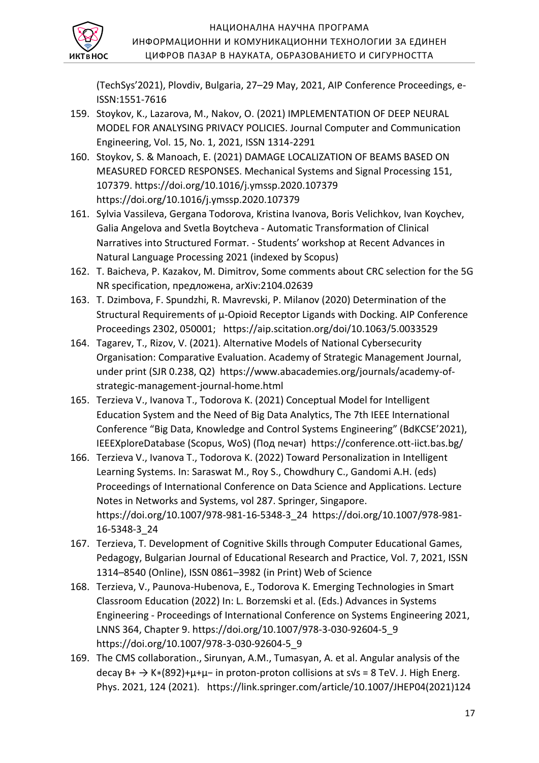(TechSys’2021), Plovdiv, Bulgaria, 27–29 May, 2021, AIP Conference Proceedings, e-ISSN:1551-7616

159. Stoykov, K., Lazarova, M., Nakov, O. (2021) IMPLEMENTATION OF DEEP NEURAL MODEL FOR ANALYSING PRIVACY POLICIES. Journal Computer and Communication Engineering, Vol. 15, No. 1, 2021, ISSN 1314-2291
160. Stoykov, S. & Manoach, E. (2021) DAMAGE LOCALIZATION OF BEAMS BASED ON MEASURED FORCED RESPONSES. Mechanical Systems and Signal Processing 151, 107379. https://doi.org/10.1016/j.ymssp.2020.107379 https://doi.org/10.1016/j.ymssp.2020.107379
161. Sylvia Vassileva, Gergana Todorova, Kristina Ivanova, Boris Velichkov, Ivan Koychev, Galia Angelova and Svetla Boytcheva - Automatic Transformation of Clinical Narratives into Structured Formaт. - Students’ workshop at Recent Advances in Natural Language Processing 2021 (indexed by Scopus)
162. T. Baicheva, P. Kazakov, M. Dimitrov, Some comments about CRC selection for the 5G NR specification, предложена, arXiv:2104.02639
163. T. Dzimbova, F. Spundzhi, R. Mavrevski, P. Milanov (2020) Determination of the Structural Requirements of μ-Opioid Receptor Ligands with Docking. AIP Conference Proceedings 2302, 050001; https://aip.scitation.org/doi/10.1063/5.0033529
164. Tagarev, T., Rizov, V. (2021). Alternative Models of National Cybersecurity Organisation: Comparative Evaluation. Academy of Strategic Management Journal, under print (SJR 0.238, Q2) https://www.abacademies.org/journals/academy-of-strategic-management-journal-home.html
165. Terzieva V., Ivanova T., Todorova K. (2021) Conceptual Model for Intelligent Education System and the Need of Big Data Analytics, The 7th IEEE International Conference “Big Data, Knowledge and Control Systems Engineering” (BdKCSE’2021), IEEEXploreDatabase (Scopus, WoS) (Под печат) https://conference.ott-iict.bas.bg/
166. Terzieva V., Ivanova T., Todorova K. (2022) Toward Personalization in Intelligent Learning Systems. In: Saraswat M., Roy S., Chowdhury C., Gandomi A.H. (eds) Proceedings of International Conference on Data Science and Applications. Lecture Notes in Networks and Systems, vol 287. Springer, Singapore. https://doi.org/10.1007/978-981-16-5348-3_24 https://doi.org/10.1007/978-981-16-5348-3_24
167. Terzieva, T. Development of Cognitive Skills through Computer Educational Games, Pedagogy, Bulgarian Journal of Educational Research and Practice, Vol. 7, 2021, ISSN 1314–8540 (Online), ISSN 0861–3982 (in Print) Web of Science
168. Terzieva, V., Paunova-Hubenova, E., Todorova K. Emerging Technologies in Smart Classroom Education (2022) In: L. Borzemski et al. (Eds.) Advances in Systems Engineering - Proceedings of International Conference on Systems Engineering 2021, LNNS 364, Chapter 9. https://doi.org/10.1007/978-3-030-92604-5_9 https://doi.org/10.1007/978-3-030-92604-5_9
169. The CMS collaboration., Sirunyan, A.M., Tumasyan, A. et al. Angular analysis of the decay $B^+ \to K^*(892)^+\mu^+\mu^-$ in proton-proton collisions at $\sqrt{s}$ = 8 TeV. J. High Energ. Phys. 2021, 124 (2021). https://link.springer.com/article/10.1007/JHEP04(2021)124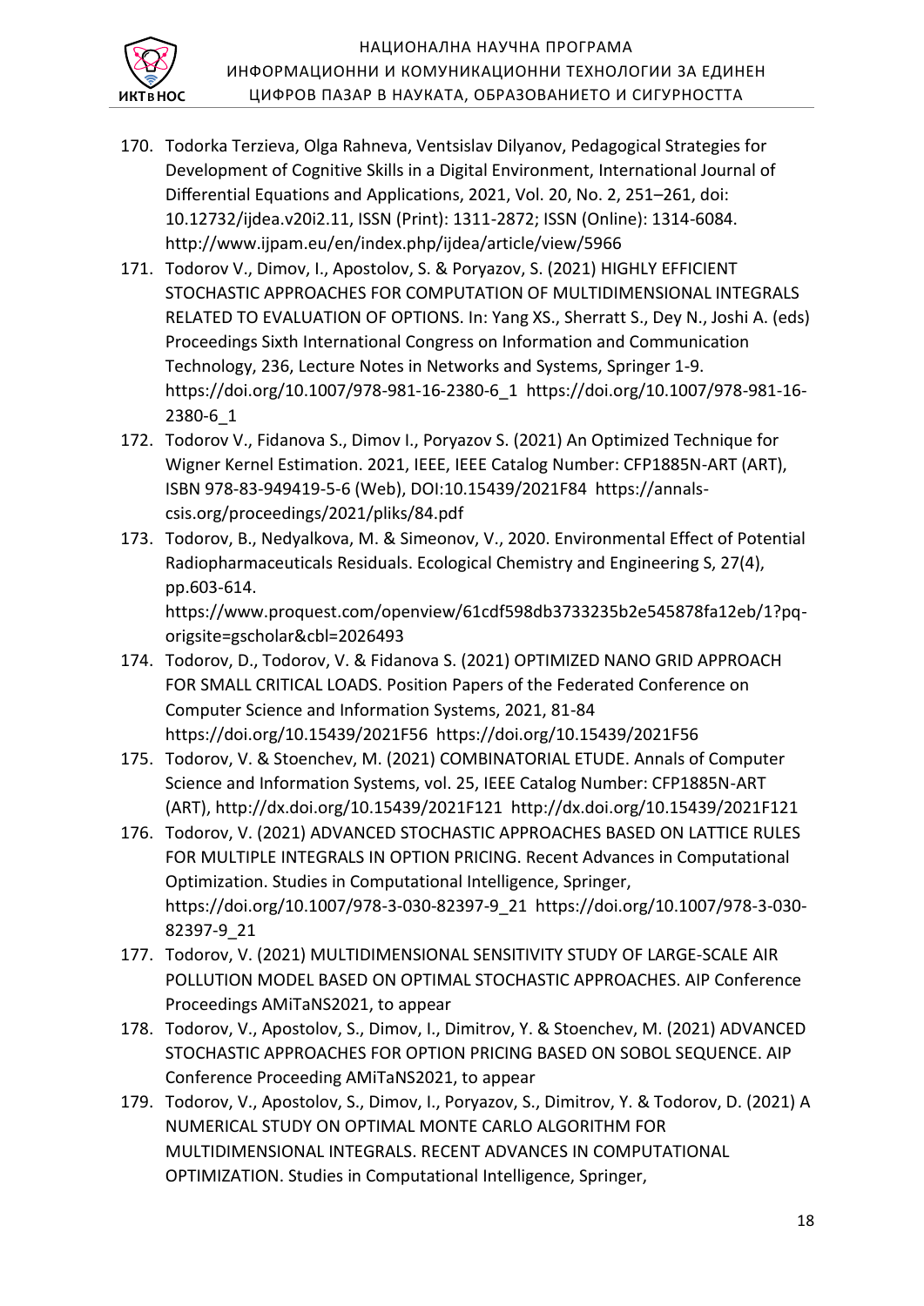170. Todorka Terzieva, Olga Rahneva, Ventsislav Dilyanov, Pedagogical Strategies for Development of Cognitive Skills in a Digital Environment, International Journal of Differential Equations and Applications, 2021, Vol. 20, No. 2, 251–261, doi: 10.12732/ijdea.v20i2.11, ISSN (Print): 1311-2872; ISSN (Online): 1314-6084. http://www.ijpam.eu/en/index.php/ijdea/article/view/5966
171. Todorov V., Dimov, I., Apostolov, S. & Poryazov, S. (2021) HIGHLY EFFICIENT STOCHASTIC APPROACHES FOR COMPUTATION OF MULTIDIMENSIONAL INTEGRALS RELATED TO EVALUATION OF OPTIONS. In: Yang XS., Sherratt S., Dey N., Joshi A. (eds) Proceedings Sixth International Congress on Information and Communication Technology, 236, Lecture Notes in Networks and Systems, Springer 1-9. https://doi.org/10.1007/978-981-16-2380-6_1 https://doi.org/10.1007/978-981-16-2380-6_1
172. Todorov V., Fidanova S., Dimov I., Poryazov S. (2021) An Optimized Technique for Wigner Kernel Estimation. 2021, IEEE, IEEE Catalog Number: CFP1885N-ART (ART), ISBN 978-83-949419-5-6 (Web), DOI:10.15439/2021F84 https://annals-csis.org/proceedings/2021/pliks/84.pdf
173. Todorov, B., Nedyalkova, M. & Simeonov, V., 2020. Environmental Effect of Potential Radiopharmaceuticals Residuals. Ecological Chemistry and Engineering S, 27(4), pp.603-614. https://www.proquest.com/openview/61cdf598db3733235b2e545878fa12eb/1?pq-origsite=gscholar&cbl=2026493
174. Todorov, D., Todorov, V. & Fidanova S. (2021) OPTIMIZED NANO GRID APPROACH FOR SMALL CRITICAL LOADS. Position Papers of the Federated Conference on Computer Science and Information Systems, 2021, 81-84 https://doi.org/10.15439/2021F56 https://doi.org/10.15439/2021F56
175. Todorov, V. & Stoenchev, M. (2021) COMBINATORIAL ETUDE. Annals of Computer Science and Information Systems, vol. 25, IEEE Catalog Number: CFP1885N-ART (ART), http://dx.doi.org/10.15439/2021F121 http://dx.doi.org/10.15439/2021F121
176. Todorov, V. (2021) ADVANCED STOCHASTIC APPROACHES BASED ON LATTICE RULES FOR MULTIPLE INTEGRALS IN OPTION PRICING. Recent Advances in Computational Optimization. Studies in Computational Intelligence, Springer, https://doi.org/10.1007/978-3-030-82397-9_21 https://doi.org/10.1007/978-3-030-82397-9_21
177. Todorov, V. (2021) MULTIDIMENSIONAL SENSITIVITY STUDY OF LARGE-SCALE AIR POLLUTION MODEL BASED ON OPTIMAL STOCHASTIC APPROACHES. AIP Conference Proceedings AMiTaNS2021, to appear
178. Todorov, V., Apostolov, S., Dimov, I., Dimitrov, Y. & Stoenchev, M. (2021) ADVANCED STOCHASTIC APPROACHES FOR OPTION PRICING BASED ON SOBOL SEQUENCE. AIP Conference Proceeding AMiTaNS2021, to appear
179. Todorov, V., Apostolov, S., Dimov, I., Poryazov, S., Dimitrov, Y. & Todorov, D. (2021) A NUMERICAL STUDY ON OPTIMAL MONTE CARLO ALGORITHM FOR MULTIDIMENSIONAL INTEGRALS. RECENT ADVANCES IN COMPUTATIONAL OPTIMIZATION. Studies in Computational Intelligence, Springer,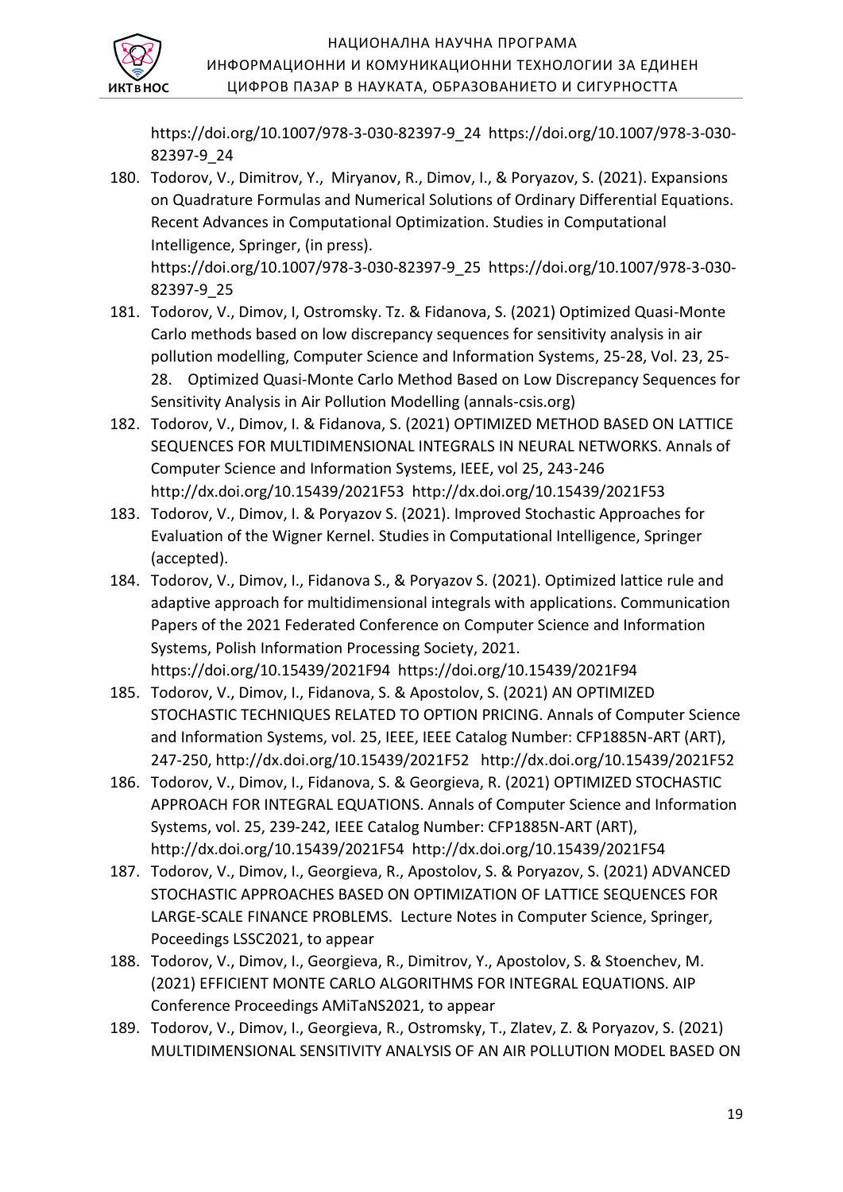https://doi.org/10.1007/978-3-030-82397-9_24 https://doi.org/10.1007/978-3-030-82397-9_24

180. Todorov, V., Dimitrov, Y., Miryanov, R., Dimov, I., & Poryazov, S. (2021). Expansions on Quadrature Formulas and Numerical Solutions of Ordinary Differential Equations. Recent Advances in Computational Optimization. Studies in Computational Intelligence, Springer, (in press). https://doi.org/10.1007/978-3-030-82397-9_25 https://doi.org/10.1007/978-3-030-82397-9_25
181. Todorov, V., Dimov, I, Ostromsky. Tz. & Fidanova, S. (2021) Optimized Quasi-Monte Carlo methods based on low discrepancy sequences for sensitivity analysis in air pollution modelling, Computer Science and Information Systems, 25-28, Vol. 23, 25-28. Optimized Quasi-Monte Carlo Method Based on Low Discrepancy Sequences for Sensitivity Analysis in Air Pollution Modelling (annals-csis.org)
182. Todorov, V., Dimov, I. & Fidanova, S. (2021) OPTIMIZED METHOD BASED ON LATTICE SEQUENCES FOR MULTIDIMENSIONAL INTEGRALS IN NEURAL NETWORKS. Annals of Computer Science and Information Systems, IEEE, vol 25, 243-246 http://dx.doi.org/10.15439/2021F53 http://dx.doi.org/10.15439/2021F53
183. Todorov, V., Dimov, I. & Poryazov S. (2021). Improved Stochastic Approaches for Evaluation of the Wigner Kernel. Studies in Computational Intelligence, Springer (accepted).
184. Todorov, V., Dimov, I., Fidanova S., & Poryazov S. (2021). Optimized lattice rule and adaptive approach for multidimensional integrals with applications. Communication Papers of the 2021 Federated Conference on Computer Science and Information Systems, Polish Information Processing Society, 2021. https://doi.org/10.15439/2021F94 https://doi.org/10.15439/2021F94
185. Todorov, V., Dimov, I., Fidanova, S. & Apostolov, S. (2021) AN OPTIMIZED STOCHASTIC TECHNIQUES RELATED TO OPTION PRICING. Annals of Computer Science and Information Systems, vol. 25, IEEE, IEEE Catalog Number: CFP1885N-ART (ART), 247-250, http://dx.doi.org/10.15439/2021F52 http://dx.doi.org/10.15439/2021F52
186. Todorov, V., Dimov, I., Fidanova, S. & Georgieva, R. (2021) OPTIMIZED STOCHASTIC APPROACH FOR INTEGRAL EQUATIONS. Annals of Computer Science and Information Systems, vol. 25, 239-242, IEEE Catalog Number: CFP1885N-ART (ART), http://dx.doi.org/10.15439/2021F54 http://dx.doi.org/10.15439/2021F54
187. Todorov, V., Dimov, I., Georgieva, R., Apostolov, S. & Poryazov, S. (2021) ADVANCED STOCHASTIC APPROACHES BASED ON OPTIMIZATION OF LATTICE SEQUENCES FOR LARGE-SCALE FINANCE PROBLEMS. Lecture Notes in Computer Science, Springer, Poceedings LSSC2021, to appear
188. Todorov, V., Dimov, I., Georgieva, R., Dimitrov, Y., Apostolov, S. & Stoenchev, M. (2021) EFFICIENT MONTE CARLO ALGORITHMS FOR INTEGRAL EQUATIONS. AIP Conference Proceedings AMiTaNS2021, to appear
189. Todorov, V., Dimov, I., Georgieva, R., Ostromsky, T., Zlatev, Z. & Poryazov, S. (2021) MULTIDIMENSIONAL SENSITIVITY ANALYSIS OF AN AIR POLLUTION MODEL BASED ON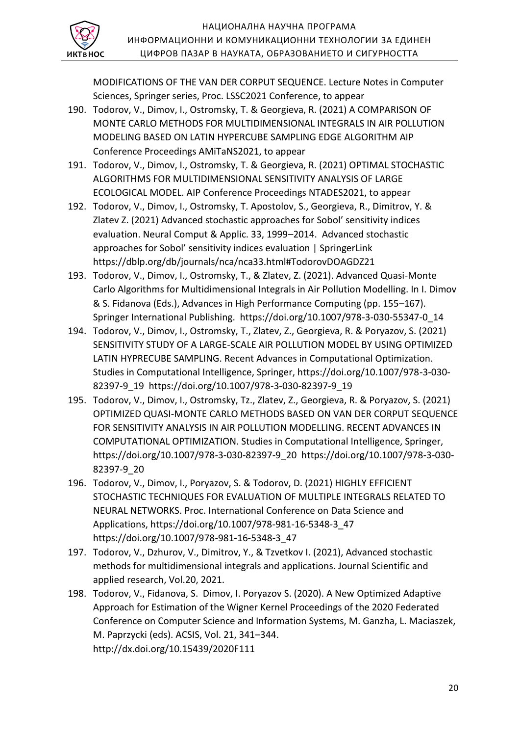MODIFICATIONS OF THE VAN DER CORPUT SEQUENCE. Lecture Notes in Computer Sciences, Springer series, Proc. LSSC2021 Conference, to appear

190. Todorov, V., Dimov, I., Ostromsky, T. & Georgieva, R. (2021) A COMPARISON OF MONTE CARLO METHODS FOR MULTIDIMENSIONAL INTEGRALS IN AIR POLLUTION MODELING BASED ON LATIN HYPERCUBE SAMPLING EDGE ALGORITHM AIP Conference Proceedings AMiTaNS2021, to appear
191. Todorov, V., Dimov, I., Ostromsky, T. & Georgieva, R. (2021) OPTIMAL STOCHASTIC ALGORITHMS FOR MULTIDIMENSIONAL SENSITIVITY ANALYSIS OF LARGE ECOLOGICAL MODEL. AIP Conference Proceedings NTADES2021, to appear
192. Todorov, V., Dimov, I., Ostromsky, T. Apostolov, S., Georgieva, R., Dimitrov, Y. & Zlatev Z. (2021) Advanced stochastic approaches for Sobol' sensitivity indices evaluation. Neural Comput & Applic. 33, 1999–2014. Advanced stochastic approaches for Sobol' sensitivity indices evaluation | SpringerLink https://dblp.org/db/journals/nca/nca33.html#TodorovDOAGDZ21
193. Todorov, V., Dimov, I., Ostromsky, T., & Zlatev, Z. (2021). Advanced Quasi-Monte Carlo Algorithms for Multidimensional Integrals in Air Pollution Modelling. In I. Dimov & S. Fidanova (Eds.), Advances in High Performance Computing (pp. 155–167). Springer International Publishing. https://doi.org/10.1007/978-3-030-55347-0_14
194. Todorov, V., Dimov, I., Ostromsky, T., Zlatev, Z., Georgieva, R. & Poryazov, S. (2021) SENSITIVITY STUDY OF A LARGE-SCALE AIR POLLUTION MODEL BY USING OPTIMIZED LATIN HYPRECUBE SAMPLING. Recent Advances in Computational Optimization. Studies in Computational Intelligence, Springer, https://doi.org/10.1007/978-3-030-82397-9_19 https://doi.org/10.1007/978-3-030-82397-9_19
195. Todorov, V., Dimov, I., Ostromsky, Tz., Zlatev, Z., Georgieva, R. & Poryazov, S. (2021) OPTIMIZED QUASI-MONTE CARLO METHODS BASED ON VAN DER CORPUT SEQUENCE FOR SENSITIVITY ANALYSIS IN AIR POLLUTION MODELLING. RECENT ADVANCES IN COMPUTATIONAL OPTIMIZATION. Studies in Computational Intelligence, Springer, https://doi.org/10.1007/978-3-030-82397-9_20 https://doi.org/10.1007/978-3-030-82397-9_20
196. Todorov, V., Dimov, I., Poryazov, S. & Todorov, D. (2021) HIGHLY EFFICIENT STOCHASTIC TECHNIQUES FOR EVALUATION OF MULTIPLE INTEGRALS RELATED TO NEURAL NETWORKS. Proc. International Conference on Data Science and Applications, https://doi.org/10.1007/978-981-16-5348-3_47 https://doi.org/10.1007/978-981-16-5348-3_47
197. Todorov, V., Dzhurov, V., Dimitrov, Y., & Tzvetkov I. (2021), Advanced stochastic methods for multidimensional integrals and applications. Journal Scientific and applied research, Vol.20, 2021.
198. Todorov, V., Fidanova, S. Dimov, I. Poryazov S. (2020). A New Optimized Adaptive Approach for Estimation of the Wigner Kernel Proceedings of the 2020 Federated Conference on Computer Science and Information Systems, M. Ganzha, L. Maciaszek, M. Paprzycki (eds). ACSIS, Vol. 21, 341–344. http://dx.doi.org/10.15439/2020F111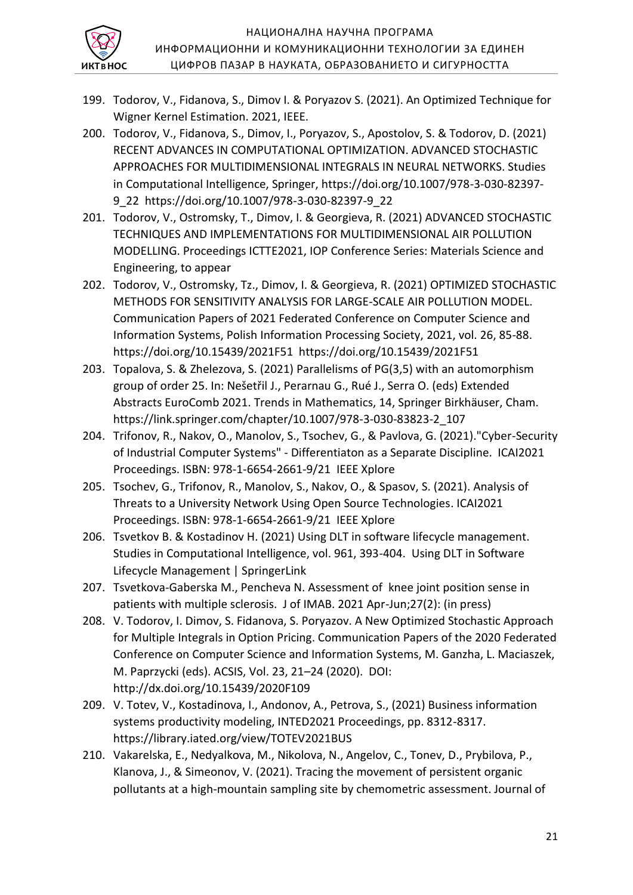199. Todorov, V., Fidanova, S., Dimov I. & Poryazov S. (2021). An Optimized Technique for Wigner Kernel Estimation. 2021, IEEE.
200. Todorov, V., Fidanova, S., Dimov, I., Poryazov, S., Apostolov, S. & Todorov, D. (2021) RECENT ADVANCES IN COMPUTATIONAL OPTIMIZATION. ADVANCED STOCHASTIC APPROACHES FOR MULTIDIMENSIONAL INTEGRALS IN NEURAL NETWORKS. Studies in Computational Intelligence, Springer, https://doi.org/10.1007/978-3-030-82397-9_22 https://doi.org/10.1007/978-3-030-82397-9_22
201. Todorov, V., Ostromsky, T., Dimov, I. & Georgieva, R. (2021) ADVANCED STOCHASTIC TECHNIQUES AND IMPLEMENTATIONS FOR MULTIDIMENSIONAL AIR POLLUTION MODELLING. Proceedings ICTTE2021, IOP Conference Series: Materials Science and Engineering, to appear
202. Todorov, V., Ostromsky, Tz., Dimov, I. & Georgieva, R. (2021) OPTIMIZED STOCHASTIC METHODS FOR SENSITIVITY ANALYSIS FOR LARGE-SCALE AIR POLLUTION MODEL. Communication Papers of 2021 Federated Conference on Computer Science and Information Systems, Polish Information Processing Society, 2021, vol. 26, 85-88. https://doi.org/10.15439/2021F51 https://doi.org/10.15439/2021F51
203. Topalova, S. & Zhelezova, S. (2021) Parallelisms of PG(3,5) with an automorphism group of order 25. In: Nešetřil J., Perarnau G., Rué J., Serra O. (eds) Extended Abstracts EuroComb 2021. Trends in Mathematics, 14, Springer Birkhäuser, Cham. https://link.springer.com/chapter/10.1007/978-3-030-83823-2_107
204. Trifonov, R., Nakov, O., Manolov, S., Tsochev, G., & Pavlova, G. (2021)."Cyber-Security of Industrial Computer Systems" - Differentiaton as a Separate Discipline. ICAI2021 Proceedings. ISBN: 978-1-6654-2661-9/21 IEEE Xplore
205. Tsochev, G., Trifonov, R., Manolov, S., Nakov, O., & Spasov, S. (2021). Analysis of Threats to a University Network Using Open Source Technologies. ICAI2021 Proceedings. ISBN: 978-1-6654-2661-9/21 IEEE Xplore
206. Tsvetkov B. & Kostadinov H. (2021) Using DLT in software lifecycle management. Studies in Computational Intelligence, vol. 961, 393-404. Using DLT in Software Lifecycle Management | SpringerLink
207. Tsvetkova-Gaberska M., Pencheva N. Assessment of knee joint position sense in patients with multiple sclerosis. J of IMAB. 2021 Apr-Jun;27(2): (in press)
208. V. Todorov, I. Dimov, S. Fidanova, S. Poryazov. A New Optimized Stochastic Approach for Multiple Integrals in Option Pricing. Communication Papers of the 2020 Federated Conference on Computer Science and Information Systems, M. Ganzha, L. Maciaszek, M. Paprzycki (eds). ACSIS, Vol. 23, 21–24 (2020). DOI: http://dx.doi.org/10.15439/2020F109
209. V. Totev, V., Kostadinova, I., Andonov, A., Petrova, S., (2021) Business information systems productivity modeling, INTED2021 Proceedings, pp. 8312-8317. https://library.iated.org/view/TOTEV2021BUS
210. Vakarelska, E., Nedyalkova, M., Nikolova, N., Angelov, C., Tonev, D., Prybilova, P., Klanova, J., & Simeonov, V. (2021). Tracing the movement of persistent organic pollutants at a high-mountain sampling site by chemometric assessment. Journal of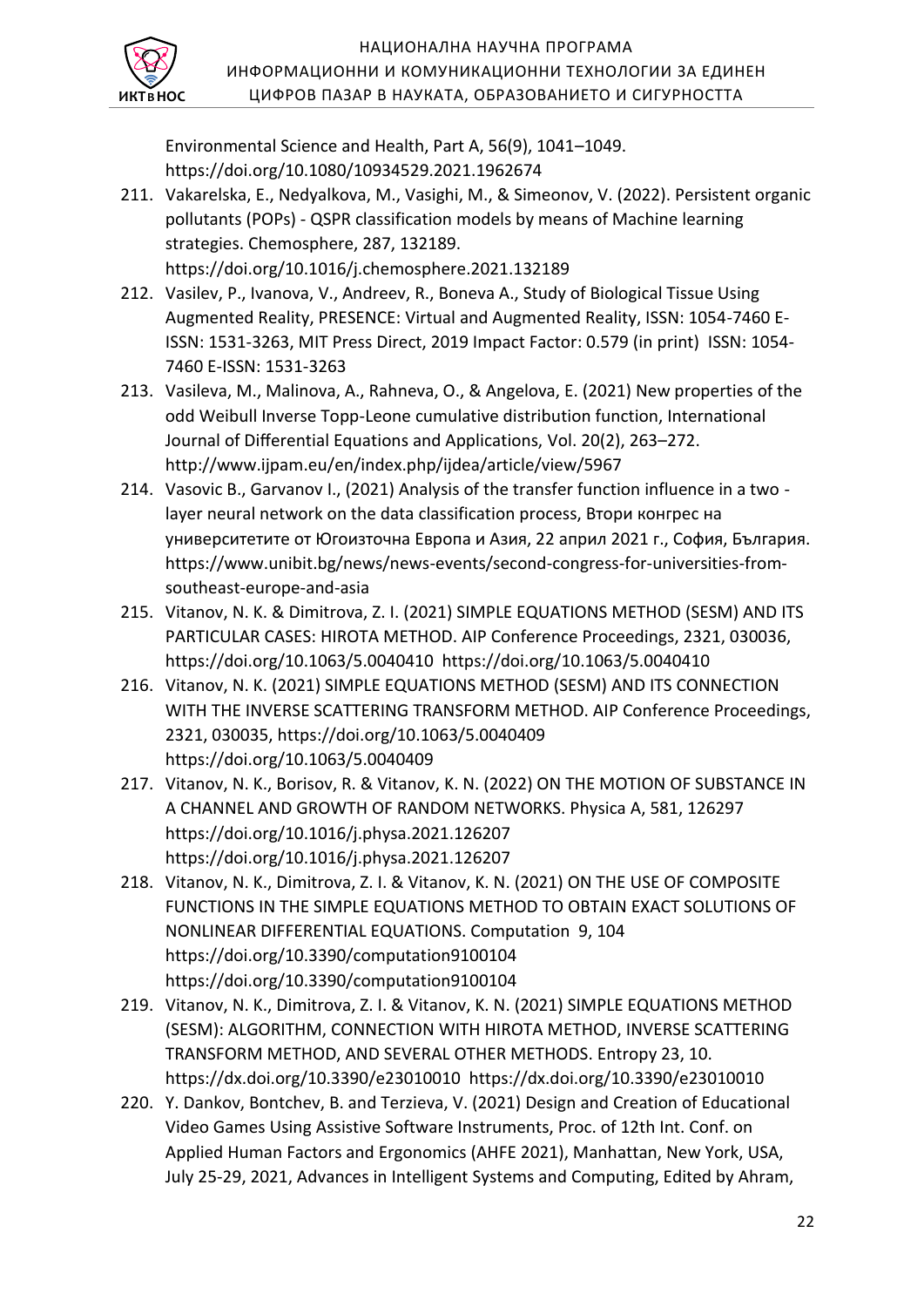Environmental Science and Health, Part A, 56(9), 1041–1049. https://doi.org/10.1080/10934529.2021.1962674

211. Vakarelska, E., Nedyalkova, M., Vasighi, M., & Simeonov, V. (2022). Persistent organic pollutants (POPs) - QSPR classification models by means of Machine learning strategies. Chemosphere, 287, 132189. https://doi.org/10.1016/j.chemosphere.2021.132189
212. Vasilev, P., Ivanova, V., Andreev, R., Boneva A., Study of Biological Tissue Using Augmented Reality, PRESENCE: Virtual and Augmented Reality, ISSN: 1054-7460 E-ISSN: 1531-3263, MIT Press Direct, 2019 Impact Factor: 0.579 (in print) ISSN: 1054-7460 E-ISSN: 1531-3263
213. Vasileva, M., Malinova, A., Rahneva, O., & Angelova, E. (2021) New properties of the odd Weibull Inverse Topp-Leone cumulative distribution function, International Journal of Differential Equations and Applications, Vol. 20(2), 263–272. http://www.ijpam.eu/en/index.php/ijdea/article/view/5967
214. Vasovic B., Garvanov I., (2021) Analysis of the transfer function influence in a two - layer neural network on the data classification process, Втори конгрес на университетите от Югоизточна Европа и Азия, 22 април 2021 г., София, България. https://www.unibit.bg/news/news-events/second-congress-for-universities-from-southeast-europe-and-asia
215. Vitanov, N. K. & Dimitrova, Z. I. (2021) SIMPLE EQUATIONS METHOD (SESM) AND ITS PARTICULAR CASES: HIROTA METHOD. AIP Conference Proceedings, 2321, 030036, https://doi.org/10.1063/5.0040410 https://doi.org/10.1063/5.0040410
216. Vitanov, N. K. (2021) SIMPLE EQUATIONS METHOD (SESM) AND ITS CONNECTION WITH THE INVERSE SCATTERING TRANSFORM METHOD. AIP Conference Proceedings, 2321, 030035, https://doi.org/10.1063/5.0040409 https://doi.org/10.1063/5.0040409
217. Vitanov, N. K., Borisov, R. & Vitanov, K. N. (2022) ON THE MOTION OF SUBSTANCE IN A CHANNEL AND GROWTH OF RANDOM NETWORKS. Physica A, 581, 126297 https://doi.org/10.1016/j.physa.2021.126207 https://doi.org/10.1016/j.physa.2021.126207
218. Vitanov, N. K., Dimitrova, Z. I. & Vitanov, K. N. (2021) ON THE USE OF COMPOSITE FUNCTIONS IN THE SIMPLE EQUATIONS METHOD TO OBTAIN EXACT SOLUTIONS OF NONLINEAR DIFFERENTIAL EQUATIONS. Computation 9, 104 https://doi.org/10.3390/computation9100104 https://doi.org/10.3390/computation9100104
219. Vitanov, N. K., Dimitrova, Z. I. & Vitanov, K. N. (2021) SIMPLE EQUATIONS METHOD (SESM): ALGORITHM, CONNECTION WITH HIROTA METHOD, INVERSE SCATTERING TRANSFORM METHOD, AND SEVERAL OTHER METHODS. Entropy 23, 10. https://dx.doi.org/10.3390/e23010010 https://dx.doi.org/10.3390/e23010010
220. Y. Dankov, Bontchev, B. and Terzieva, V. (2021) Design and Creation of Educational Video Games Using Assistive Software Instruments, Proc. of 12th Int. Conf. on Applied Human Factors and Ergonomics (AHFE 2021), Manhattan, New York, USA, July 25-29, 2021, Advances in Intelligent Systems and Computing, Edited by Ahram,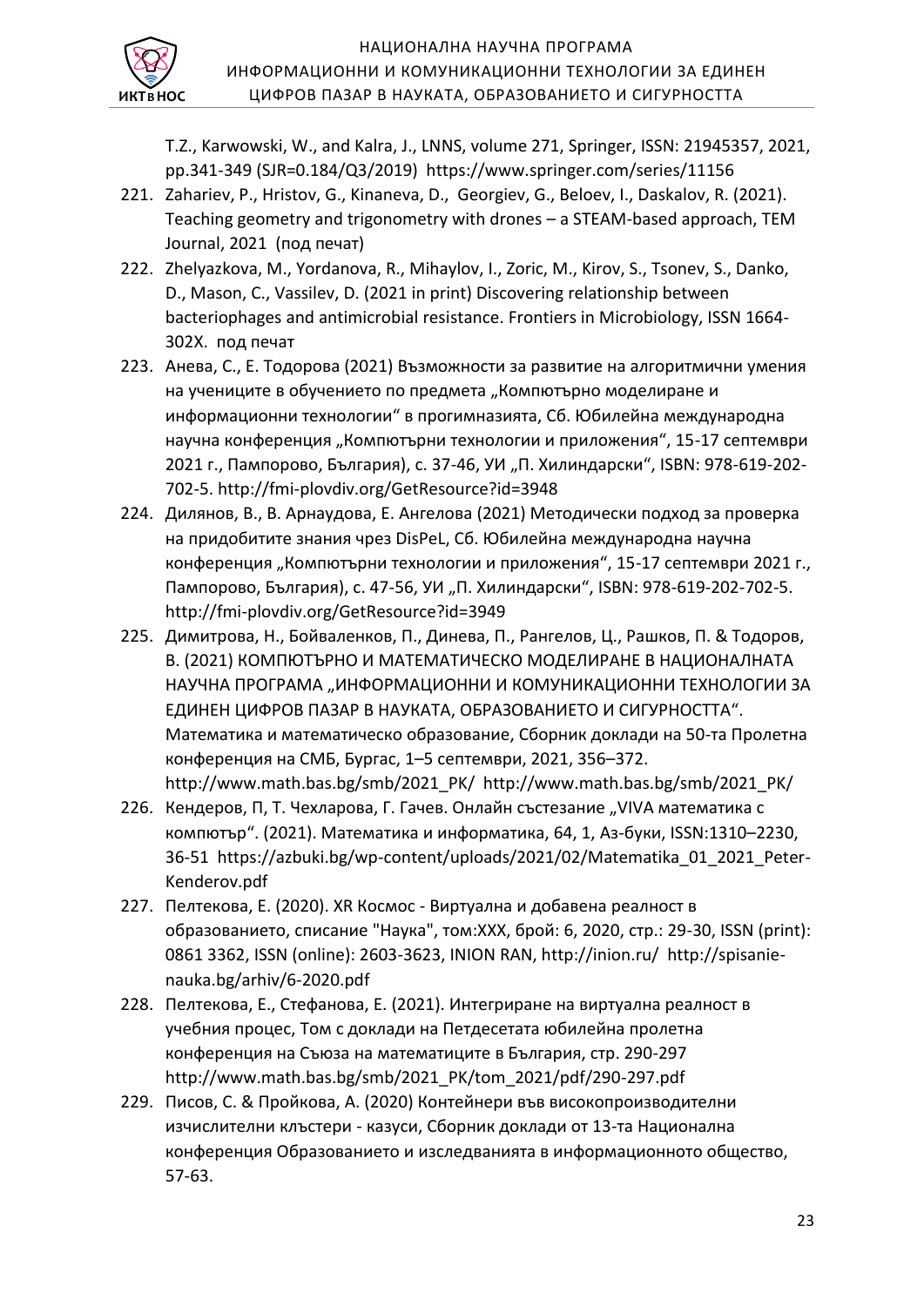T.Z., Karwowski, W., and Kalra, J., LNNS, volume 271, Springer, ISSN: 21945357, 2021, pp.341-349 (SJR=0.184/Q3/2019) https://www.springer.com/series/11156

221. Zahariev, P., Hristov, G., Kinaneva, D., Georgiev, G., Beloev, I., Daskalov, R. (2021). Teaching geometry and trigonometry with drones – a STEAM-based approach, TEM Journal, 2021 (под печат)
222. Zhelyazkova, M., Yordanova, R., Mihaylov, I., Zoric, M., Kirov, S., Tsonev, S., Danko, D., Mason, C., Vassilev, D. (2021 in print) Discovering relationship between bacteriophages and antimicrobial resistance. Frontiers in Microbiology, ISSN 1664-302X. под печат
223. Анева, С., Е. Тодорова (2021) Възможности за развитие на алгоритмични умения на учениците в обучението по предмета „Компютърно моделиране и информационни технологии" в прогимназията, Сб. Юбилейна международна научна конференция „Компютърни технологии и приложения", 15-17 септември 2021 г., Пампорово, България), с. 37-46, УИ „П. Хилиндарски", ISBN: 978-619-202-702-5. http://fmi-plovdiv.org/GetResource?id=3948
224. Дилянов, В., В. Арнаудова, Е. Ангелова (2021) Методически подход за проверка на придобитите знания чрез DisPeL, Сб. Юбилейна международна научна конференция „Компютърни технологии и приложения", 15-17 септември 2021 г., Пампорово, България), с. 47-56, УИ „П. Хилиндарски", ISBN: 978-619-202-702-5. http://fmi-plovdiv.org/GetResource?id=3949
225. Димитрова, Н., Бойваленков, П., Динева, П., Рангелов, Ц., Рашков, П. & Тодоров, В. (2021) КОМПЮТЪРНО И МАТЕМАТИЧЕСКО МОДЕЛИРАНЕ В НАЦИОНАЛНАТА НАУЧНА ПРОГРАМА „ИНФОРМАЦИОННИ И КОМУНИКАЦИОННИ ТЕХНОЛОГИИ ЗА ЕДИНЕН ЦИФРОВ ПАЗАР В НАУКАТА, ОБРАЗОВАНИЕТО И СИГУРНОСТТА". Математика и математическо образование, Сборник доклади на 50-та Пролетна конференция на СМБ, Бургас, 1–5 септември, 2021, 356–372. http://www.math.bas.bg/smb/2021_PK/ http://www.math.bas.bg/smb/2021_PK/
226. Кендеров, П, Т. Чехларова, Г. Гачев. Онлайн състезание „VIVA математика с компютър". (2021). Математика и информатика, 64, 1, Аз-буки, ISSN:1310–2230, 36-51 https://azbuki.bg/wp-content/uploads/2021/02/Matematika_01_2021_Peter-Kenderov.pdf
227. Пелтекова, Е. (2020). XR Космос - Виртуална и добавена реалност в образованието, списание "Наука", том:XXX, брой: 6, 2020, стр.: 29-30, ISSN (print): 0861 3362, ISSN (online): 2603-3623, INION RAN, http://inion.ru/ http://spisanie-nauka.bg/arhiv/6-2020.pdf
228. Пелтекова, Е., Стефанова, Е. (2021). Интегриране на виртуална реалност в учебния процес, Том с доклади на Петдесетата юбилейна пролетна конференция на Съюза на математиците в България, стр. 290-297 http://www.math.bas.bg/smb/2021_PK/tom_2021/pdf/290-297.pdf
229. Писов, С. & Пройкова, А. (2020) Контейнери във високопроизводителни изчислителни клъстери - казуси, Сборник доклади от 13-та Национална конференция Образованието и изследванията в информационното общество, 57-63.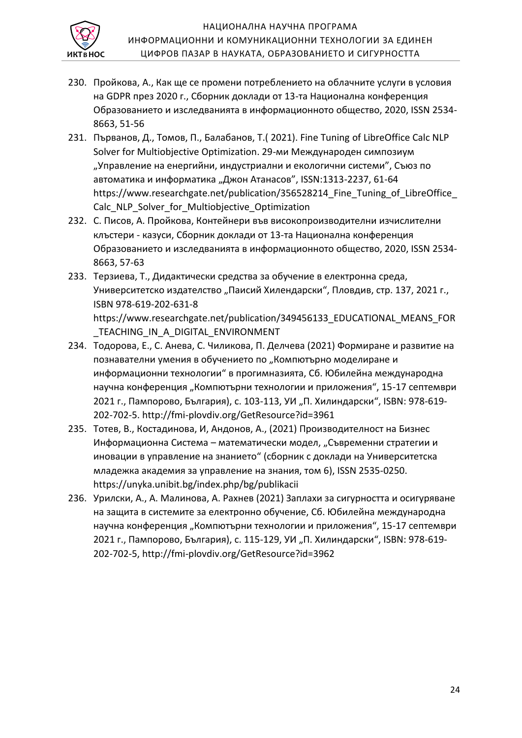230. Пройкова, А., Как ще се промени потреблението на облачните услуги в условия на GDPR през 2020 г., Сборник доклади от 13-та Национална конференция Образованието и изследванията в информационното общество, 2020, ISSN 2534-8663, 51-56
231. Първанов, Д., Томов, П., Балабанов, Т.( 2021). Fine Tuning of LibreOffice Calc NLP Solver for Multiobjective Optimization. 29-ми Международен симпозиум „Управление на енергийни, индустриални и екологични системи", Съюз по автоматика и информатика „Джон Атанасов", ISSN:1313-2237, 61-64 https://www.researchgate.net/publication/356528214_Fine_Tuning_of_LibreOffice_Calc_NLP_Solver_for_Multiobjective_Optimization
232. С. Писов, А. Пройкова, Контейнери във високопроизводителни изчислителни клъстери - казуси, Сборник доклади от 13-та Национална конференция Образованието и изследванията в информационното общество, 2020, ISSN 2534-8663, 57-63
233. Терзиева, Т., Дидактически средства за обучение в електронна среда, Университетско издателство „Паисий Хилендарски", Пловдив, стр. 137, 2021 г., ISBN 978-619-202-631-8 https://www.researchgate.net/publication/349456133_EDUCATIONAL_MEANS_FOR_TEACHING_IN_A_DIGITAL_ENVIRONMENT
234. Тодорова, Е., С. Анева, С. Чиликова, П. Делчева (2021) Формиране и развитие на познавателни умения в обучението по „Компютърно моделиране и информационни технологии" в прогимназията, Сб. Юбилейна международна научна конференция „Компютърни технологии и приложения", 15-17 септември 2021 г., Пампорово, България), с. 103-113, УИ „П. Хилиндарски", ISBN: 978-619-202-702-5. http://fmi-plovdiv.org/GetResource?id=3961
235. Тотев, В., Костадинова, И, Андонов, А., (2021) Производителност на Бизнес Информационна Система – математически модел, „Съвременни стратегии и иновации в управление на знанието" (сборник с доклади на Университетска младежка академия за управление на знания, том 6), ISSN 2535-0250. https://unyka.unibit.bg/index.php/bg/publikacii
236. Урилски, А., А. Малинова, А. Рахнев (2021) Заплахи за сигурността и осигуряване на защита в системите за електронно обучение, Сб. Юбилейна международна научна конференция „Компютърни технологии и приложения", 15-17 септември 2021 г., Пампорово, България), с. 115-129, УИ „П. Хилиндарски", ISBN: 978-619-202-702-5, http://fmi-plovdiv.org/GetResource?id=3962